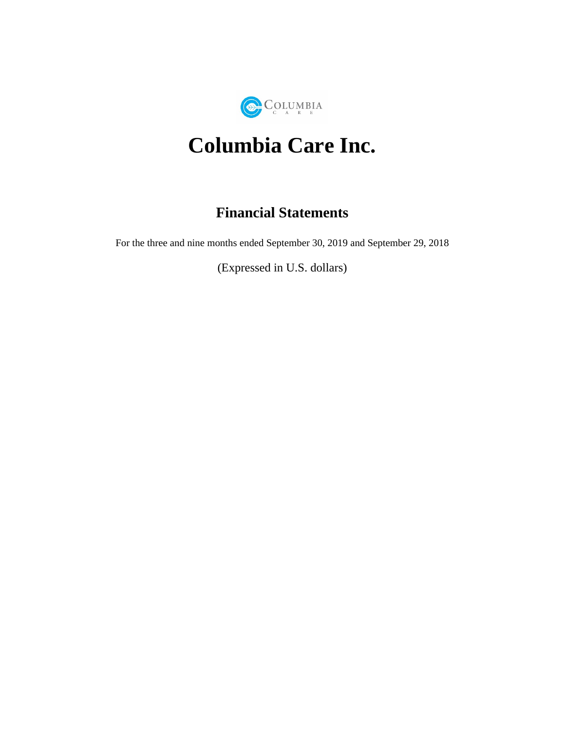# Columbia Care Inc.

## Financial Statements

For the three and nine months ended September 30, 2019 and September 29, 2018

(Expressed in U.S. dollars)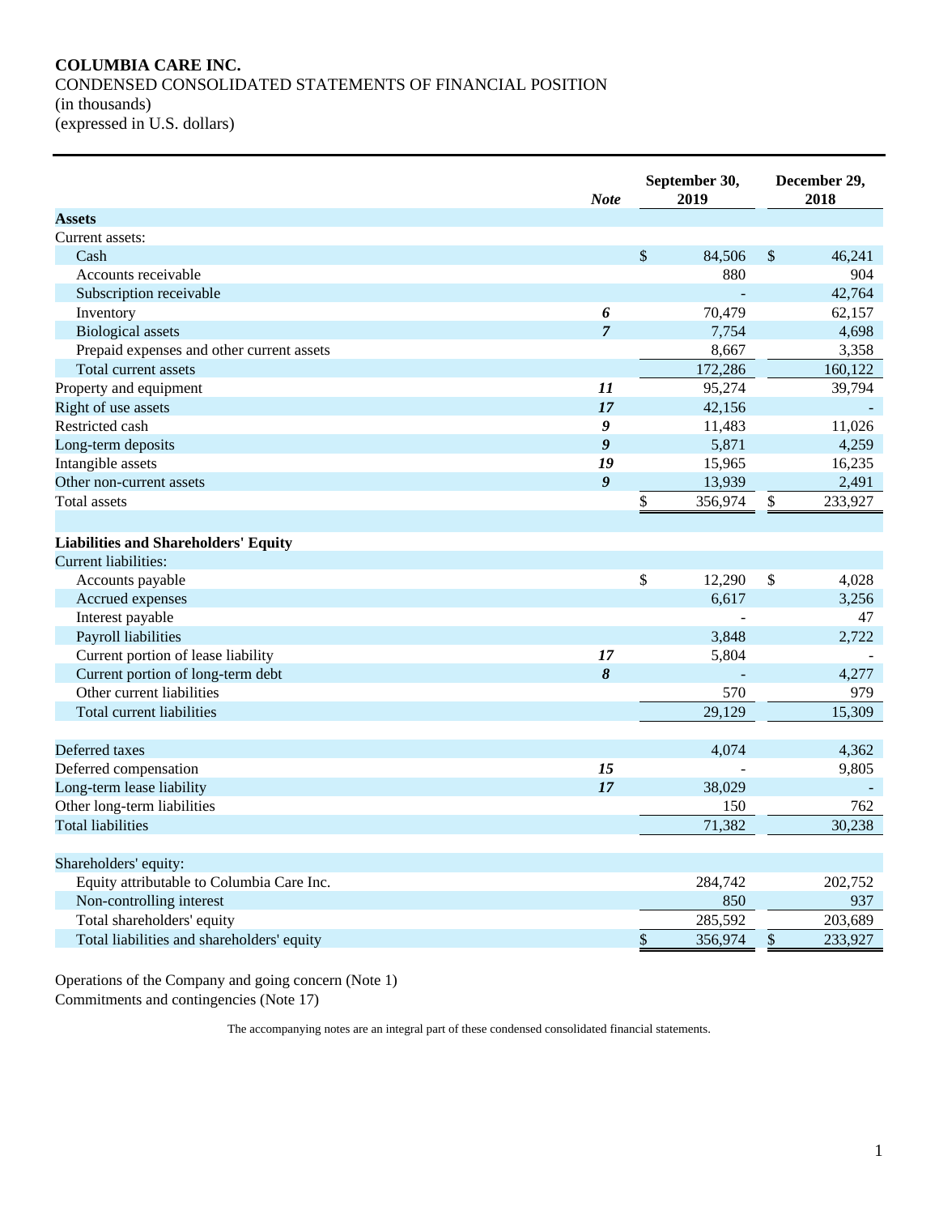**COLUMBIA CARE INC.**

CONDENSED CONSOLIDATED STATEMENTS OF FINANCIAL POSITION

(in thousands)

(expressed in U.S. dollars)

| | *Note* | September 30, 2019 | December 29, 2018 |
|---|---|---|---|
| **Assets** | | | |
| Current assets: | | | |
| Cash | | $ 84,506 | $ 46,241 |
| Accounts receivable | | 880 | 904 |
| Subscription receivable | | - | 42,764 |
| Inventory | *6* | 70,479 | 62,157 |
| Biological assets | *7* | 7,754 | 4,698 |
| Prepaid expenses and other current assets | | 8,667 | 3,358 |
| Total current assets | | 172,286 | 160,122 |
| Property and equipment | *11* | 95,274 | 39,794 |
| Right of use assets | *17* | 42,156 | - |
| Restricted cash | *9* | 11,483 | 11,026 |
| Long-term deposits | *9* | 5,871 | 4,259 |
| Intangible assets | *19* | 15,965 | 16,235 |
| Other non-current assets | *9* | 13,939 | 2,491 |
| Total assets | | $ 356,974 | $ 233,927 |
| | | | |
| **Liabilities and Shareholders' Equity** | | | |
| Current liabilities: | | | |
| Accounts payable | | $ 12,290 | $ 4,028 |
| Accrued expenses | | 6,617 | 3,256 |
| Interest payable | | - | 47 |
| Payroll liabilities | | 3,848 | 2,722 |
| Current portion of lease liability | *17* | 5,804 | - |
| Current portion of long-term debt | *8* | - | 4,277 |
| Other current liabilities | | 570 | 979 |
| Total current liabilities | | 29,129 | 15,309 |
| | | | |
| Deferred taxes | | 4,074 | 4,362 |
| Deferred compensation | *15* | - | 9,805 |
| Long-term lease liability | *17* | 38,029 | - |
| Other long-term liabilities | | 150 | 762 |
| Total liabilities | | 71,382 | 30,238 |
| | | | |
| Shareholders' equity: | | | |
| Equity attributable to Columbia Care Inc. | | 284,742 | 202,752 |
| Non-controlling interest | | 850 | 937 |
| Total shareholders' equity | | 285,592 | 203,689 |
| Total liabilities and shareholders' equity | | $ 356,974 | $ 233,927 |

Operations of the Company and going concern (Note 1)

Commitments and contingencies (Note 17)

The accompanying notes are an integral part of these condensed consolidated financial statements.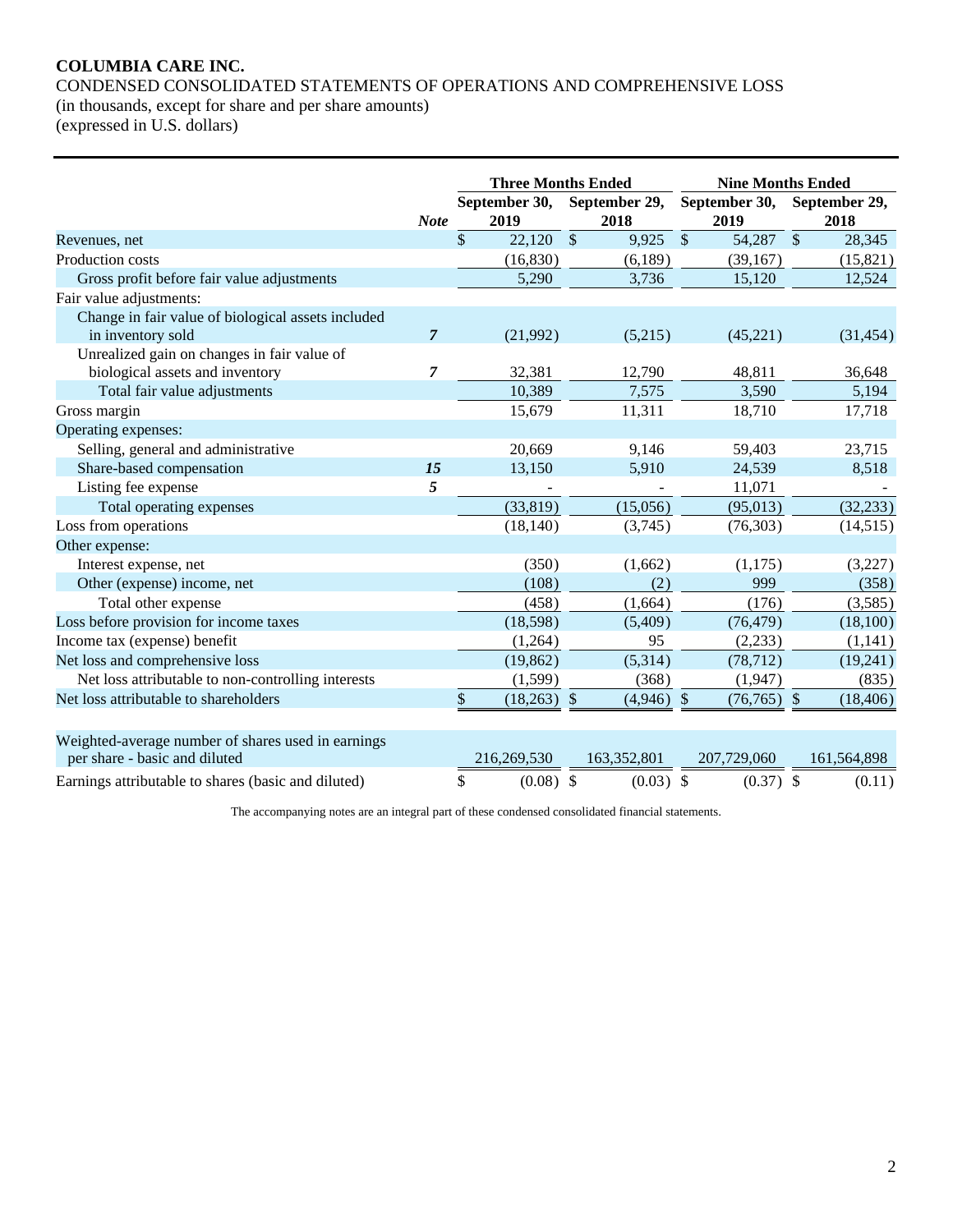**COLUMBIA CARE INC.**

CONDENSED CONSOLIDATED STATEMENTS OF OPERATIONS AND COMPREHENSIVE LOSS

(in thousands, except for share and per share amounts)

(expressed in U.S. dollars)

| | | Three Months Ended | | Nine Months Ended | |
|---|---|---|---|---|---|
| | ***Note*** | **September 30, 2019** | **September 29, 2018** | **September 30, 2019** | **September 29, 2018** |
| Revenues, net | | $ 22,120 | $ 9,925 | $ 54,287 | $ 28,345 |
| Production costs | | (16,830) | (6,189) | (39,167) | (15,821) |
| Gross profit before fair value adjustments | | 5,290 | 3,736 | 15,120 | 12,524 |
| Fair value adjustments: | | | | | |
| Change in fair value of biological assets included in inventory sold | ***7*** | (21,992) | (5,215) | (45,221) | (31,454) |
| Unrealized gain on changes in fair value of biological assets and inventory | ***7*** | 32,381 | 12,790 | 48,811 | 36,648 |
| Total fair value adjustments | | 10,389 | 7,575 | 3,590 | 5,194 |
| Gross margin | | 15,679 | 11,311 | 18,710 | 17,718 |
| Operating expenses: | | | | | |
| Selling, general and administrative | | 20,669 | 9,146 | 59,403 | 23,715 |
| Share-based compensation | ***15*** | 13,150 | 5,910 | 24,539 | 8,518 |
| Listing fee expense | ***5*** | - | - | 11,071 | - |
| Total operating expenses | | (33,819) | (15,056) | (95,013) | (32,233) |
| Loss from operations | | (18,140) | (3,745) | (76,303) | (14,515) |
| Other expense: | | | | | |
| Interest expense, net | | (350) | (1,662) | (1,175) | (3,227) |
| Other (expense) income, net | | (108) | (2) | 999 | (358) |
| Total other expense | | (458) | (1,664) | (176) | (3,585) |
| Loss before provision for income taxes | | (18,598) | (5,409) | (76,479) | (18,100) |
| Income tax (expense) benefit | | (1,264) | 95 | (2,233) | (1,141) |
| Net loss and comprehensive loss | | (19,862) | (5,314) | (78,712) | (19,241) |
| Net loss attributable to non-controlling interests | | (1,599) | (368) | (1,947) | (835) |
| Net loss attributable to shareholders | | $ (18,263) | $ (4,946) | $ (76,765) | $ (18,406) |
| | | | | | |
| Weighted-average number of shares used in earnings per share - basic and diluted | | 216,269,530 | 163,352,801 | 207,729,060 | 161,564,898 |
| Earnings attributable to shares (basic and diluted) | | $ (0.08) | $ (0.03) | $ (0.37) | $ (0.11) |

The accompanying notes are an integral part of these condensed consolidated financial statements.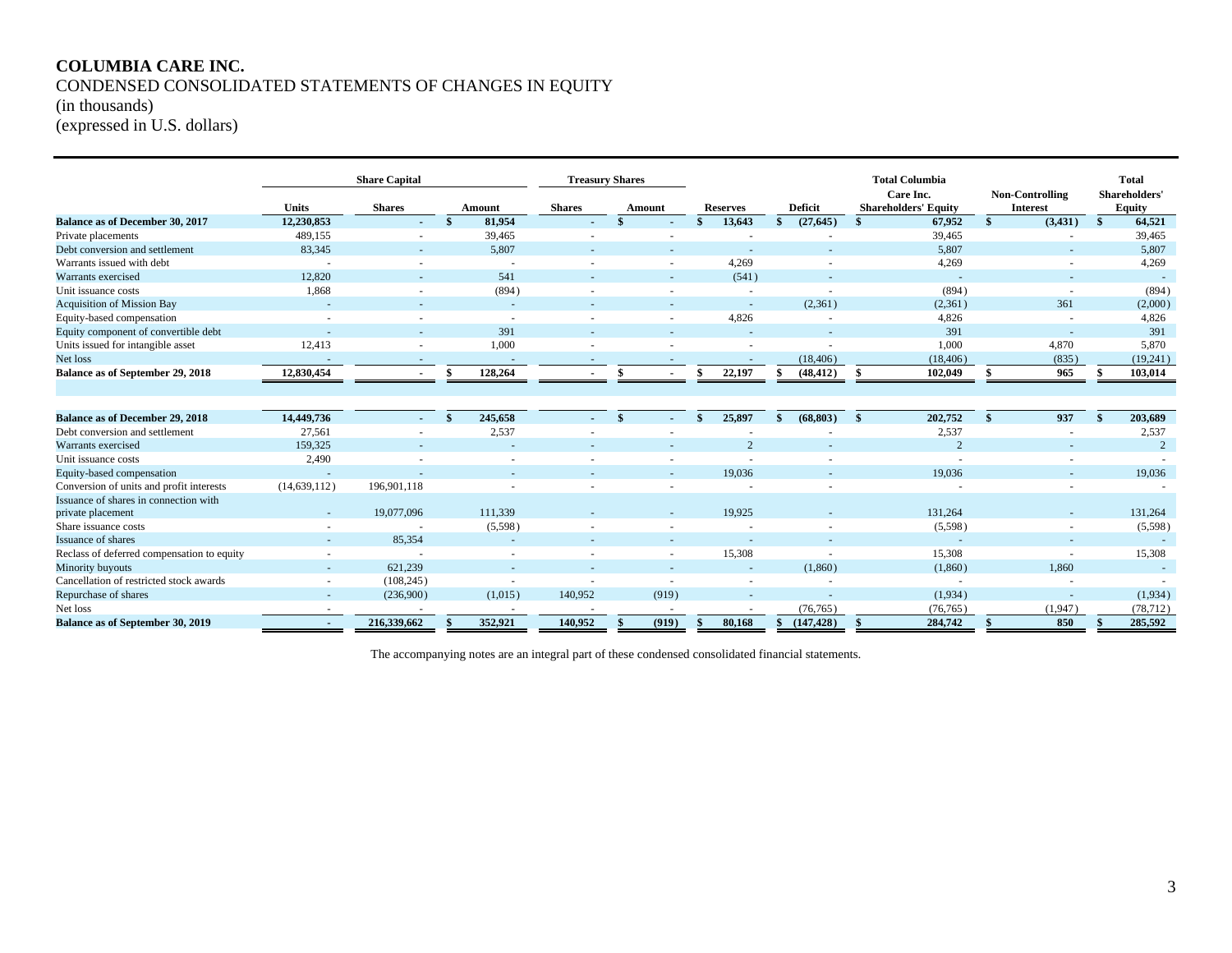# COLUMBIA CARE INC.

CONDENSED CONSOLIDATED STATEMENTS OF CHANGES IN EQUITY
(in thousands)
(expressed in U.S. dollars)

| | Share Capital | | | Treasury Shares | | | | Total Columbia Care Inc. Shareholders' Equity | Non-Controlling Interest | Total Shareholders' Equity |
|---|---|---|---|---|---|---|---|---|---|---|
| | Units | Shares | Amount | Shares | Amount | Reserves | Deficit | | | |
| **Balance as of December 30, 2017** | **12,230,853** | **-** | **$ 81,954** | **-** | **$ -** | **$ 13,643** | **$ (27,645)** | **$ 67,952** | **$ (3,431)** | **$ 64,521** |
| Private placements | 489,155 | - | 39,465 | - | - | - | - | 39,465 | - | 39,465 |
| Debt conversion and settlement | 83,345 | - | 5,807 | - | - | - | - | 5,807 | - | 5,807 |
| Warrants issued with debt | - | - | - | - | - | 4,269 | - | 4,269 | - | 4,269 |
| Warrants exercised | 12,820 | - | 541 | - | - | (541) | - | - | - | - |
| Unit issuance costs | 1,868 | - | (894) | - | - | - | - | (894) | - | (894) |
| Acquisition of Mission Bay | - | - | - | - | - | - | (2,361) | (2,361) | 361 | (2,000) |
| Equity-based compensation | - | - | - | - | - | 4,826 | - | 4,826 | - | 4,826 |
| Equity component of convertible debt | - | - | 391 | - | - | - | - | 391 | - | 391 |
| Units issued for intangible asset | 12,413 | - | 1,000 | - | - | - | - | 1,000 | 4,870 | 5,870 |
| Net loss | - | - | - | - | - | - | (18,406) | (18,406) | (835) | (19,241) |
| **Balance as of September 29, 2018** | **12,830,454** | **-** | **$ 128,264** | **-** | **$ -** | **$ 22,197** | **$ (48,412)** | **$ 102,049** | **$ 965** | **$ 103,014** |
| | | | | | | | | | | |
| **Balance as of December 29, 2018** | **14,449,736** | **-** | **$ 245,658** | **-** | **$ -** | **$ 25,897** | **$ (68,803)** | **$ 202,752** | **$ 937** | **$ 203,689** |
| Debt conversion and settlement | 27,561 | - | 2,537 | - | - | - | - | 2,537 | - | 2,537 |
| Warrants exercised | 159,325 | - | - | - | - | 2 | - | 2 | - | 2 |
| Unit issuance costs | 2,490 | - | - | - | - | - | - | - | - | - |
| Equity-based compensation | - | - | - | - | - | 19,036 | - | 19,036 | - | 19,036 |
| Conversion of units and profit interests | (14,639,112) | 196,901,118 | - | - | - | - | - | - | - | - |
| Issuance of shares in connection with private placement | - | 19,077,096 | 111,339 | - | - | 19,925 | - | 131,264 | - | 131,264 |
| Share issuance costs | - | - | (5,598) | - | - | - | - | (5,598) | - | (5,598) |
| Issuance of shares | - | 85,354 | - | - | - | - | - | - | - | - |
| Reclass of deferred compensation to equity | - | - | - | - | - | 15,308 | - | 15,308 | - | 15,308 |
| Minority buyouts | - | 621,239 | - | - | - | - | (1,860) | (1,860) | 1,860 | - |
| Cancellation of restricted stock awards | - | (108,245) | - | - | - | - | - | - | - | - |
| Repurchase of shares | - | (236,900) | (1,015) | 140,952 | (919) | - | - | (1,934) | - | (1,934) |
| Net loss | - | - | - | - | - | - | (76,765) | (76,765) | (1,947) | (78,712) |
| **Balance as of September 30, 2019** | **-** | **216,339,662** | **$ 352,921** | **140,952** | **$ (919)** | **$ 80,168** | **$ (147,428)** | **$ 284,742** | **$ 850** | **$ 285,592** |

The accompanying notes are an integral part of these condensed consolidated financial statements.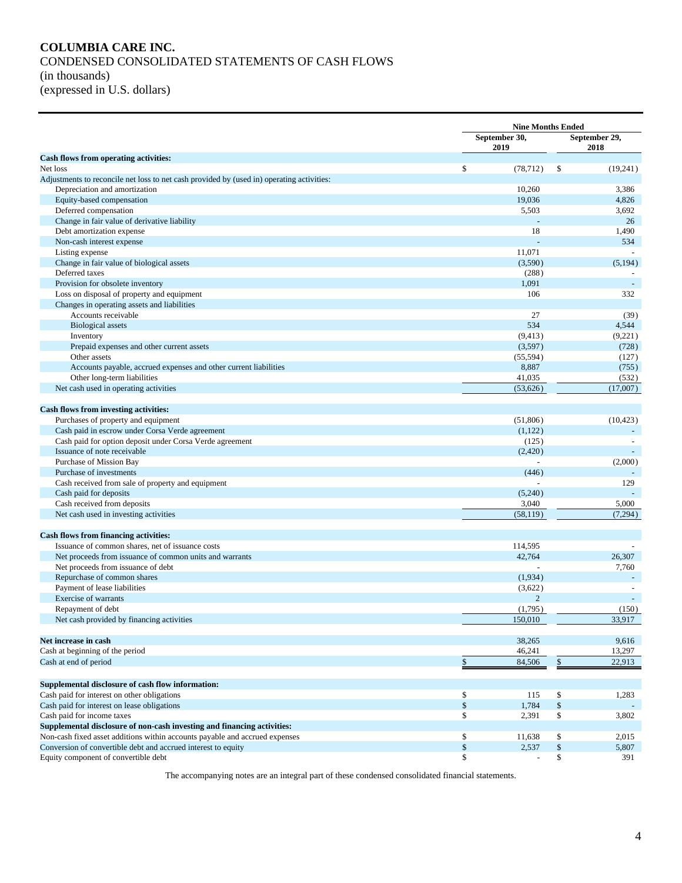# COLUMBIA CARE INC.

CONDENSED CONSOLIDATED STATEMENTS OF CASH FLOWS
(in thousands)
(expressed in U.S. dollars)

| | Nine Months Ended | |
|---|---|---|
| | September 30, 2019 | September 29, 2018 |
| **Cash flows from operating activities:** | | |
| Net loss | $ (78,712) | $ (19,241) |
| Adjustments to reconcile net loss to net cash provided by (used in) operating activities: | | |
| Depreciation and amortization | 10,260 | 3,386 |
| Equity-based compensation | 19,036 | 4,826 |
| Deferred compensation | 5,503 | 3,692 |
| Change in fair value of derivative liability | - | 26 |
| Debt amortization expense | 18 | 1,490 |
| Non-cash interest expense | - | 534 |
| Listing expense | 11,071 | - |
| Change in fair value of biological assets | (3,590) | (5,194) |
| Deferred taxes | (288) | - |
| Provision for obsolete inventory | 1,091 | - |
| Loss on disposal of property and equipment | 106 | 332 |
| Changes in operating assets and liabilities | | |
| Accounts receivable | 27 | (39) |
| Biological assets | 534 | 4,544 |
| Inventory | (9,413) | (9,221) |
| Prepaid expenses and other current assets | (3,597) | (728) |
| Other assets | (55,594) | (127) |
| Accounts payable, accrued expenses and other current liabilities | 8,887 | (755) |
| Other long-term liabilities | 41,035 | (532) |
| Net cash used in operating activities | (53,626) | (17,007) |
| **Cash flows from investing activities:** | | |
| Purchases of property and equipment | (51,806) | (10,423) |
| Cash paid in escrow under Corsa Verde agreement | (1,122) | - |
| Cash paid for option deposit under Corsa Verde agreement | (125) | - |
| Issuance of note receivable | (2,420) | - |
| Purchase of Mission Bay | - | (2,000) |
| Purchase of investments | (446) | - |
| Cash received from sale of property and equipment | - | 129 |
| Cash paid for deposits | (5,240) | - |
| Cash received from deposits | 3,040 | 5,000 |
| Net cash used in investing activities | (58,119) | (7,294) |
| **Cash flows from financing activities:** | | |
| Issuance of common shares, net of issuance costs | 114,595 | - |
| Net proceeds from issuance of common units and warrants | 42,764 | 26,307 |
| Net proceeds from issuance of debt | - | 7,760 |
| Repurchase of common shares | (1,934) | - |
| Payment of lease liabilities | (3,622) | - |
| Exercise of warrants | 2 | - |
| Repayment of debt | (1,795) | (150) |
| Net cash provided by financing activities | 150,010 | 33,917 |
| **Net increase in cash** | 38,265 | 9,616 |
| Cash at beginning of the period | 46,241 | 13,297 |
| Cash at end of period | $ 84,506 | $ 22,913 |
| **Supplemental disclosure of cash flow information:** | | |
| Cash paid for interest on other obligations | $ 115 | $ 1,283 |
| Cash paid for interest on lease obligations | $ 1,784 | $ - |
| Cash paid for income taxes | $ 2,391 | $ 3,802 |
| **Supplemental disclosure of non-cash investing and financing activities:** | | |
| Non-cash fixed asset additions within accounts payable and accrued expenses | $ 11,638 | $ 2,015 |
| Conversion of convertible debt and accrued interest to equity | $ 2,537 | $ 5,807 |
| Equity component of convertible debt | $ - | $ 391 |

The accompanying notes are an integral part of these condensed consolidated financial statements.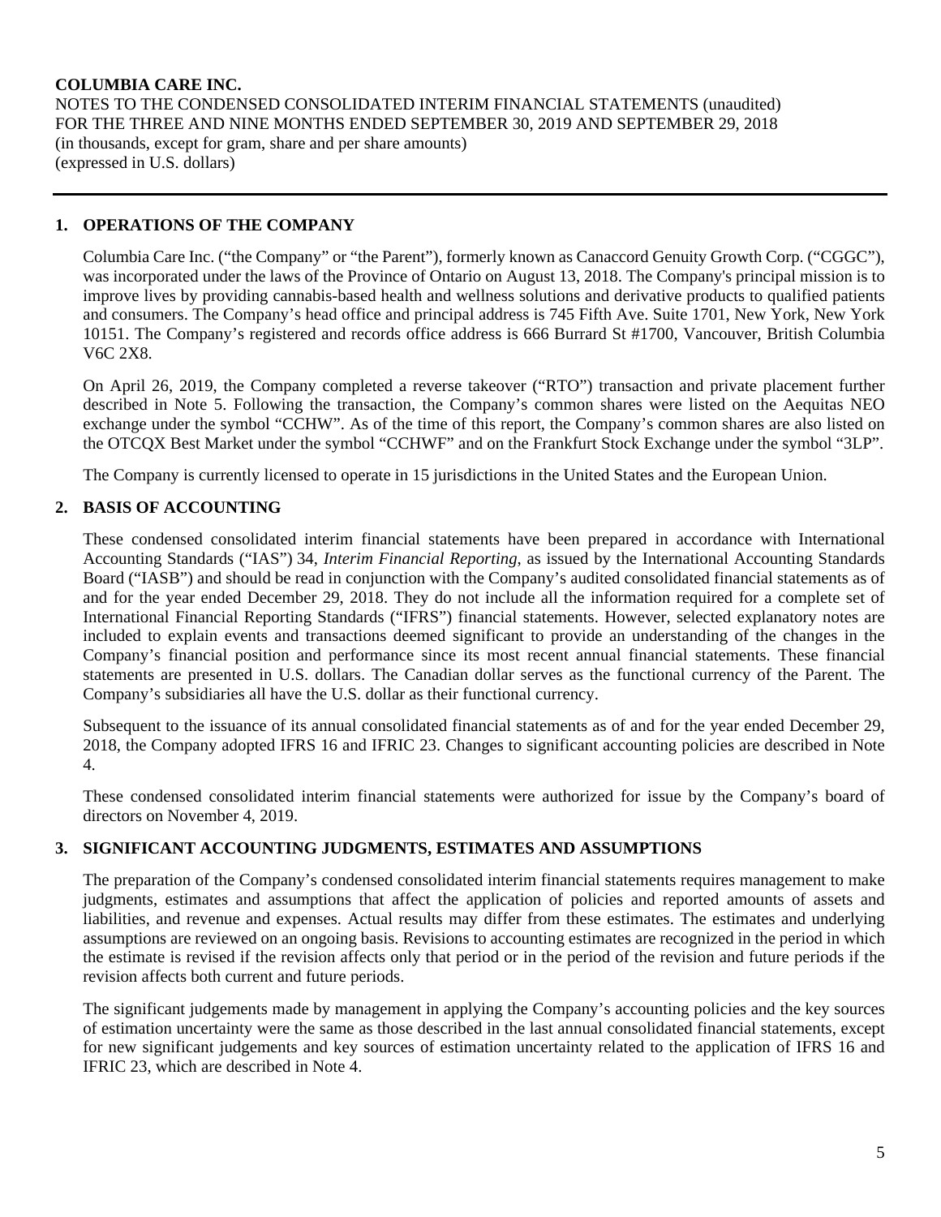**COLUMBIA CARE INC.**
NOTES TO THE CONDENSED CONSOLIDATED INTERIM FINANCIAL STATEMENTS (unaudited)
FOR THE THREE AND NINE MONTHS ENDED SEPTEMBER 30, 2019 AND SEPTEMBER 29, 2018
(in thousands, except for gram, share and per share amounts)
(expressed in U.S. dollars)

## 1. OPERATIONS OF THE COMPANY

Columbia Care Inc. ("the Company" or "the Parent"), formerly known as Canaccord Genuity Growth Corp. ("CGGC"), was incorporated under the laws of the Province of Ontario on August 13, 2018. The Company's principal mission is to improve lives by providing cannabis-based health and wellness solutions and derivative products to qualified patients and consumers. The Company's head office and principal address is 745 Fifth Ave. Suite 1701, New York, New York 10151. The Company's registered and records office address is 666 Burrard St #1700, Vancouver, British Columbia V6C 2X8.

On April 26, 2019, the Company completed a reverse takeover ("RTO") transaction and private placement further described in Note 5. Following the transaction, the Company's common shares were listed on the Aequitas NEO exchange under the symbol "CCHW". As of the time of this report, the Company's common shares are also listed on the OTCQX Best Market under the symbol "CCHWF" and on the Frankfurt Stock Exchange under the symbol "3LP".

The Company is currently licensed to operate in 15 jurisdictions in the United States and the European Union.

## 2. BASIS OF ACCOUNTING

These condensed consolidated interim financial statements have been prepared in accordance with International Accounting Standards ("IAS") 34, *Interim Financial Reporting*, as issued by the International Accounting Standards Board ("IASB") and should be read in conjunction with the Company's audited consolidated financial statements as of and for the year ended December 29, 2018. They do not include all the information required for a complete set of International Financial Reporting Standards ("IFRS") financial statements. However, selected explanatory notes are included to explain events and transactions deemed significant to provide an understanding of the changes in the Company's financial position and performance since its most recent annual financial statements. These financial statements are presented in U.S. dollars. The Canadian dollar serves as the functional currency of the Parent. The Company's subsidiaries all have the U.S. dollar as their functional currency.

Subsequent to the issuance of its annual consolidated financial statements as of and for the year ended December 29, 2018, the Company adopted IFRS 16 and IFRIC 23. Changes to significant accounting policies are described in Note 4.

These condensed consolidated interim financial statements were authorized for issue by the Company's board of directors on November 4, 2019.

## 3. SIGNIFICANT ACCOUNTING JUDGMENTS, ESTIMATES AND ASSUMPTIONS

The preparation of the Company's condensed consolidated interim financial statements requires management to make judgments, estimates and assumptions that affect the application of policies and reported amounts of assets and liabilities, and revenue and expenses. Actual results may differ from these estimates. The estimates and underlying assumptions are reviewed on an ongoing basis. Revisions to accounting estimates are recognized in the period in which the estimate is revised if the revision affects only that period or in the period of the revision and future periods if the revision affects both current and future periods.

The significant judgements made by management in applying the Company's accounting policies and the key sources of estimation uncertainty were the same as those described in the last annual consolidated financial statements, except for new significant judgements and key sources of estimation uncertainty related to the application of IFRS 16 and IFRIC 23, which are described in Note 4.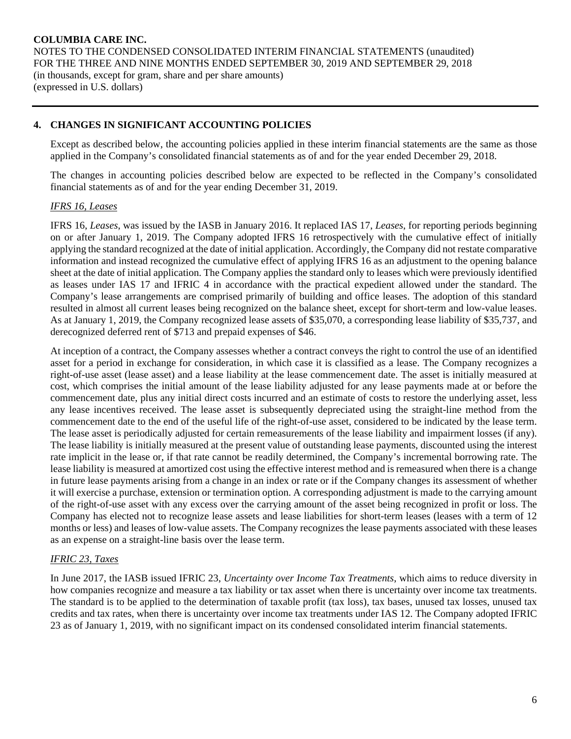## 4. CHANGES IN SIGNIFICANT ACCOUNTING POLICIES

Except as described below, the accounting policies applied in these interim financial statements are the same as those applied in the Company's consolidated financial statements as of and for the year ended December 29, 2018.

The changes in accounting policies described below are expected to be reflected in the Company's consolidated financial statements as of and for the year ending December 31, 2019.

### *IFRS 16, Leases*

IFRS 16, *Leases*, was issued by the IASB in January 2016. It replaced IAS 17, *Leases*, for reporting periods beginning on or after January 1, 2019. The Company adopted IFRS 16 retrospectively with the cumulative effect of initially applying the standard recognized at the date of initial application. Accordingly, the Company did not restate comparative information and instead recognized the cumulative effect of applying IFRS 16 as an adjustment to the opening balance sheet at the date of initial application. The Company applies the standard only to leases which were previously identified as leases under IAS 17 and IFRIC 4 in accordance with the practical expedient allowed under the standard. The Company's lease arrangements are comprised primarily of building and office leases. The adoption of this standard resulted in almost all current leases being recognized on the balance sheet, except for short-term and low-value leases. As at January 1, 2019, the Company recognized lease assets of $35,070, a corresponding lease liability of $35,737, and derecognized deferred rent of $713 and prepaid expenses of $46.

At inception of a contract, the Company assesses whether a contract conveys the right to control the use of an identified asset for a period in exchange for consideration, in which case it is classified as a lease. The Company recognizes a right-of-use asset (lease asset) and a lease liability at the lease commencement date. The asset is initially measured at cost, which comprises the initial amount of the lease liability adjusted for any lease payments made at or before the commencement date, plus any initial direct costs incurred and an estimate of costs to restore the underlying asset, less any lease incentives received. The lease asset is subsequently depreciated using the straight-line method from the commencement date to the end of the useful life of the right-of-use asset, considered to be indicated by the lease term. The lease asset is periodically adjusted for certain remeasurements of the lease liability and impairment losses (if any). The lease liability is initially measured at the present value of outstanding lease payments, discounted using the interest rate implicit in the lease or, if that rate cannot be readily determined, the Company's incremental borrowing rate. The lease liability is measured at amortized cost using the effective interest method and is remeasured when there is a change in future lease payments arising from a change in an index or rate or if the Company changes its assessment of whether it will exercise a purchase, extension or termination option. A corresponding adjustment is made to the carrying amount of the right-of-use asset with any excess over the carrying amount of the asset being recognized in profit or loss. The Company has elected not to recognize lease assets and lease liabilities for short-term leases (leases with a term of 12 months or less) and leases of low-value assets. The Company recognizes the lease payments associated with these leases as an expense on a straight-line basis over the lease term.

### *IFRIC 23, Taxes*

In June 2017, the IASB issued IFRIC 23, *Uncertainty over Income Tax Treatments*, which aims to reduce diversity in how companies recognize and measure a tax liability or tax asset when there is uncertainty over income tax treatments. The standard is to be applied to the determination of taxable profit (tax loss), tax bases, unused tax losses, unused tax credits and tax rates, when there is uncertainty over income tax treatments under IAS 12. The Company adopted IFRIC 23 as of January 1, 2019, with no significant impact on its condensed consolidated interim financial statements.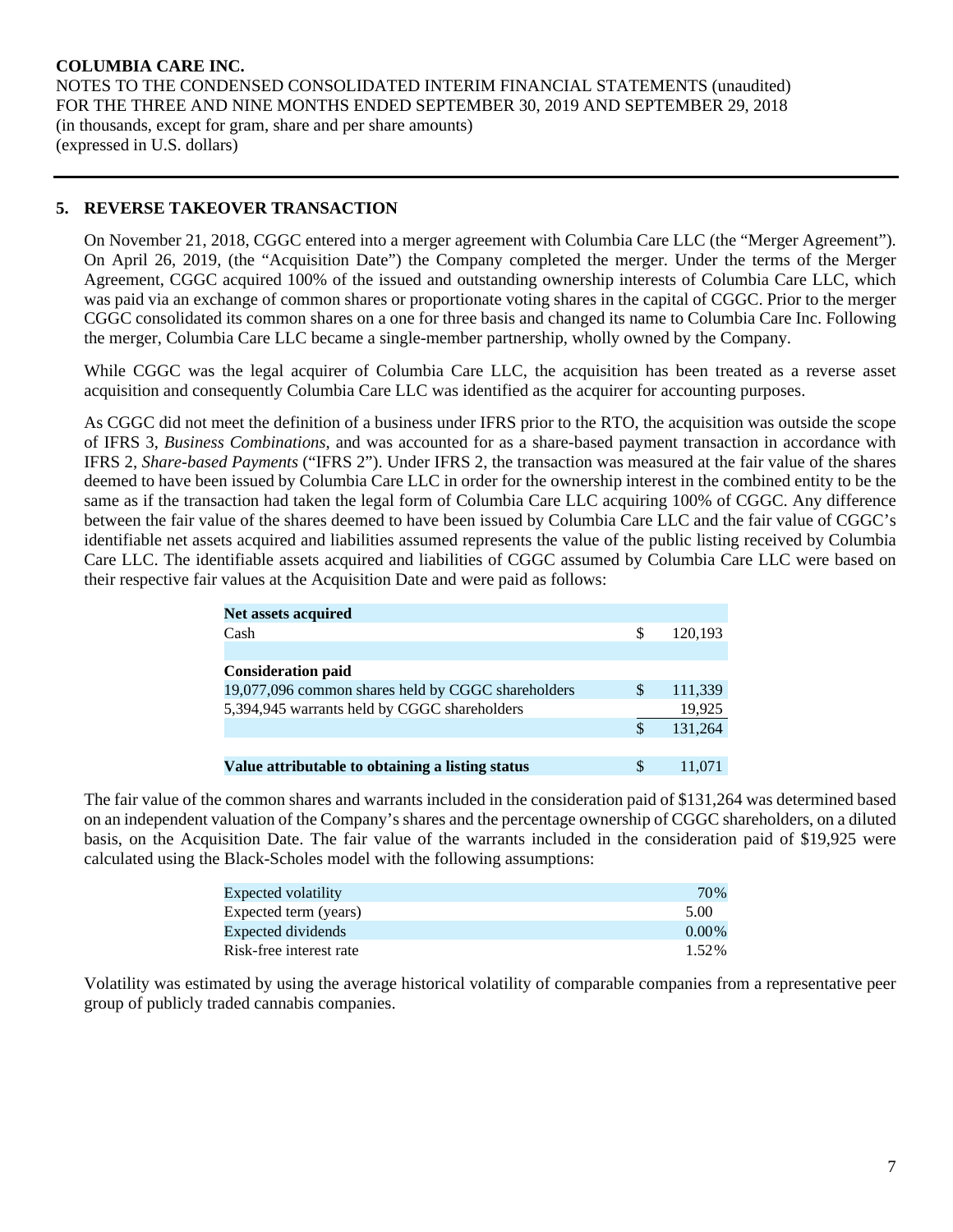COLUMBIA CARE INC.
NOTES TO THE CONDENSED CONSOLIDATED INTERIM FINANCIAL STATEMENTS (unaudited)
FOR THE THREE AND NINE MONTHS ENDED SEPTEMBER 30, 2019 AND SEPTEMBER 29, 2018
(in thousands, except for gram, share and per share amounts)
(expressed in U.S. dollars)

## 5. REVERSE TAKEOVER TRANSACTION

On November 21, 2018, CGGC entered into a merger agreement with Columbia Care LLC (the "Merger Agreement"). On April 26, 2019, (the "Acquisition Date") the Company completed the merger. Under the terms of the Merger Agreement, CGGC acquired 100% of the issued and outstanding ownership interests of Columbia Care LLC, which was paid via an exchange of common shares or proportionate voting shares in the capital of CGGC. Prior to the merger CGGC consolidated its common shares on a one for three basis and changed its name to Columbia Care Inc. Following the merger, Columbia Care LLC became a single-member partnership, wholly owned by the Company.

While CGGC was the legal acquirer of Columbia Care LLC, the acquisition has been treated as a reverse asset acquisition and consequently Columbia Care LLC was identified as the acquirer for accounting purposes.

As CGGC did not meet the definition of a business under IFRS prior to the RTO, the acquisition was outside the scope of IFRS 3, *Business Combinations*, and was accounted for as a share-based payment transaction in accordance with IFRS 2, *Share-based Payments* ("IFRS 2"). Under IFRS 2, the transaction was measured at the fair value of the shares deemed to have been issued by Columbia Care LLC in order for the ownership interest in the combined entity to be the same as if the transaction had taken the legal form of Columbia Care LLC acquiring 100% of CGGC. Any difference between the fair value of the shares deemed to have been issued by Columbia Care LLC and the fair value of CGGC's identifiable net assets acquired and liabilities assumed represents the value of the public listing received by Columbia Care LLC. The identifiable assets acquired and liabilities of CGGC assumed by Columbia Care LLC were based on their respective fair values at the Acquisition Date and were paid as follows:

| | | |
|---|---|---|
| **Net assets acquired** | | |
| Cash | $ | 120,193 |
| | | |
| **Consideration paid** | | |
| 19,077,096 common shares held by CGGC shareholders | $ | 111,339 |
| 5,394,945 warrants held by CGGC shareholders | | 19,925 |
| | $ | 131,264 |
| | | |
| **Value attributable to obtaining a listing status** | $ | 11,071 |

The fair value of the common shares and warrants included in the consideration paid of $131,264 was determined based on an independent valuation of the Company's shares and the percentage ownership of CGGC shareholders, on a diluted basis, on the Acquisition Date. The fair value of the warrants included in the consideration paid of $19,925 were calculated using the Black-Scholes model with the following assumptions:

| | |
|---|---|
| Expected volatility | 70% |
| Expected term (years) | 5.00 |
| Expected dividends | 0.00% |
| Risk-free interest rate | 1.52% |

Volatility was estimated by using the average historical volatility of comparable companies from a representative peer group of publicly traded cannabis companies.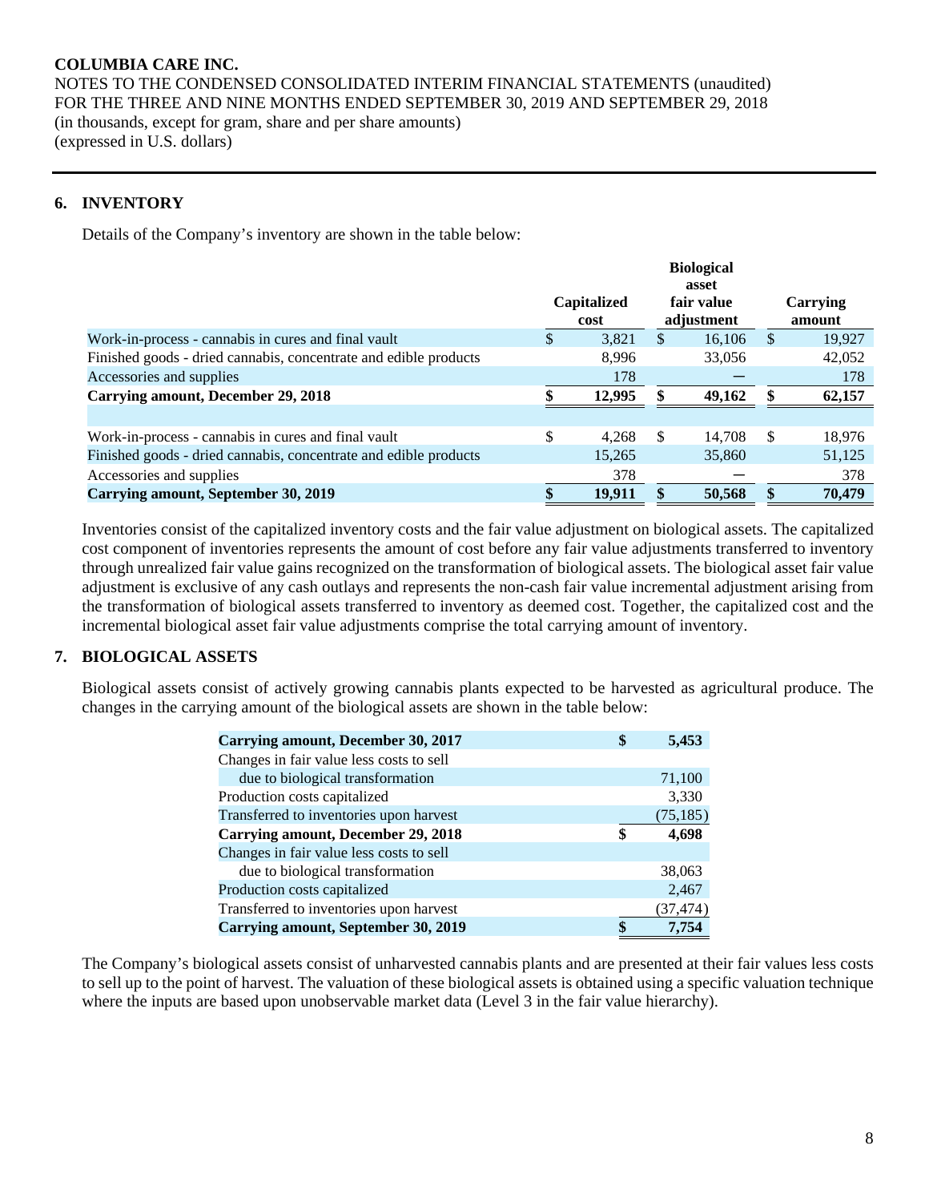## 6. INVENTORY

Details of the Company's inventory are shown in the table below:

| | Capitalized cost | Biological asset fair value adjustment | Carrying amount |
|---|---|---|---|
| Work-in-process - cannabis in cures and final vault | $ 3,821 | $ 16,106 | $ 19,927 |
| Finished goods - dried cannabis, concentrate and edible products | 8,996 | 33,056 | 42,052 |
| Accessories and supplies | 178 | — | 178 |
| **Carrying amount, December 29, 2018** | **$ 12,995** | **$ 49,162** | **$ 62,157** |
| | | | |
| Work-in-process - cannabis in cures and final vault | $ 4,268 | $ 14,708 | $ 18,976 |
| Finished goods - dried cannabis, concentrate and edible products | 15,265 | 35,860 | 51,125 |
| Accessories and supplies | 378 | — | 378 |
| **Carrying amount, September 30, 2019** | **$ 19,911** | **$ 50,568** | **$ 70,479** |

Inventories consist of the capitalized inventory costs and the fair value adjustment on biological assets. The capitalized cost component of inventories represents the amount of cost before any fair value adjustments transferred to inventory through unrealized fair value gains recognized on the transformation of biological assets. The biological asset fair value adjustment is exclusive of any cash outlays and represents the non-cash fair value incremental adjustment arising from the transformation of biological assets transferred to inventory as deemed cost. Together, the capitalized cost and the incremental biological asset fair value adjustments comprise the total carrying amount of inventory.

## 7. BIOLOGICAL ASSETS

Biological assets consist of actively growing cannabis plants expected to be harvested as agricultural produce. The changes in the carrying amount of the biological assets are shown in the table below:

| | |
|---|---|
| **Carrying amount, December 30, 2017** | **$ 5,453** |
| Changes in fair value less costs to sell due to biological transformation | 71,100 |
| Production costs capitalized | 3,330 |
| Transferred to inventories upon harvest | (75,185) |
| **Carrying amount, December 29, 2018** | **$ 4,698** |
| Changes in fair value less costs to sell due to biological transformation | 38,063 |
| Production costs capitalized | 2,467 |
| Transferred to inventories upon harvest | (37,474) |
| **Carrying amount, September 30, 2019** | **$ 7,754** |

The Company's biological assets consist of unharvested cannabis plants and are presented at their fair values less costs to sell up to the point of harvest. The valuation of these biological assets is obtained using a specific valuation technique where the inputs are based upon unobservable market data (Level 3 in the fair value hierarchy).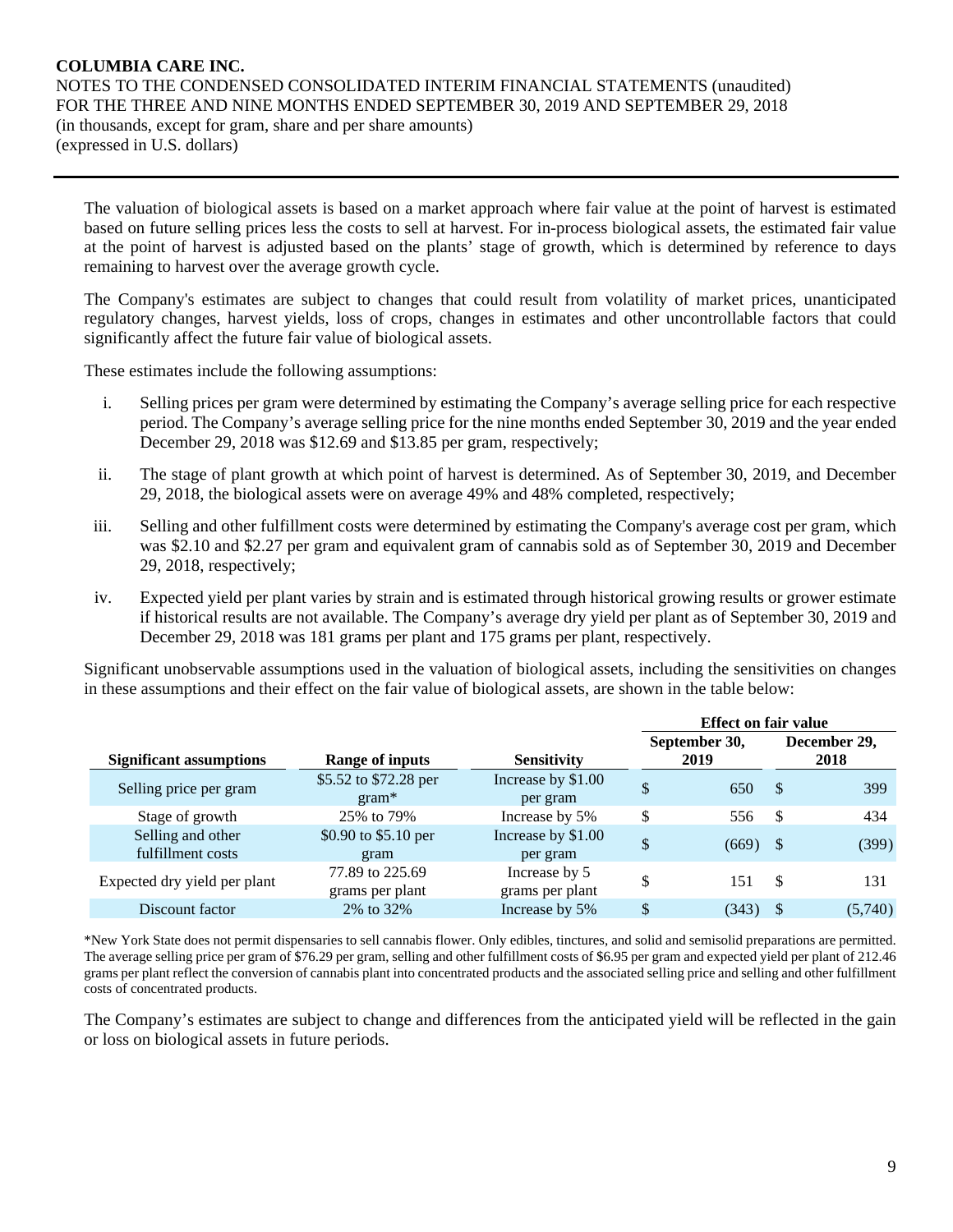The valuation of biological assets is based on a market approach where fair value at the point of harvest is estimated based on future selling prices less the costs to sell at harvest. For in-process biological assets, the estimated fair value at the point of harvest is adjusted based on the plants' stage of growth, which is determined by reference to days remaining to harvest over the average growth cycle.

The Company's estimates are subject to changes that could result from volatility of market prices, unanticipated regulatory changes, harvest yields, loss of crops, changes in estimates and other uncontrollable factors that could significantly affect the future fair value of biological assets.

These estimates include the following assumptions:

i. Selling prices per gram were determined by estimating the Company's average selling price for each respective period. The Company's average selling price for the nine months ended September 30, 2019 and the year ended December 29, 2018 was $12.69 and $13.85 per gram, respectively;

ii. The stage of plant growth at which point of harvest is determined. As of September 30, 2019, and December 29, 2018, the biological assets were on average 49% and 48% completed, respectively;

iii. Selling and other fulfillment costs were determined by estimating the Company's average cost per gram, which was $2.10 and $2.27 per gram and equivalent gram of cannabis sold as of September 30, 2019 and December 29, 2018, respectively;

iv. Expected yield per plant varies by strain and is estimated through historical growing results or grower estimate if historical results are not available. The Company's average dry yield per plant as of September 30, 2019 and December 29, 2018 was 181 grams per plant and 175 grams per plant, respectively.

Significant unobservable assumptions used in the valuation of biological assets, including the sensitivities on changes in these assumptions and their effect on the fair value of biological assets, are shown in the table below:

| | | | Effect on fair value | |
|---|---|---|---|---|
| **Significant assumptions** | **Range of inputs** | **Sensitivity** | **September 30, 2019** | **December 29, 2018** |
| Selling price per gram | $5.52 to $72.28 per gram* | Increase by $1.00 per gram | $ 650 | $ 399 |
| Stage of growth | 25% to 79% | Increase by 5% | $ 556 | $ 434 |
| Selling and other fulfillment costs | $0.90 to $5.10 per gram | Increase by $1.00 per gram | $ (669) | $ (399) |
| Expected dry yield per plant | 77.89 to 225.69 grams per plant | Increase by 5 grams per plant | $ 151 | $ 131 |
| Discount factor | 2% to 32% | Increase by 5% | $ (343) | $ (5,740) |

*New York State does not permit dispensaries to sell cannabis flower. Only edibles, tinctures, and solid and semisolid preparations are permitted. The average selling price per gram of $76.29 per gram, selling and other fulfillment costs of $6.95 per gram and expected yield per plant of 212.46 grams per plant reflect the conversion of cannabis plant into concentrated products and the associated selling price and selling and other fulfillment costs of concentrated products.

The Company's estimates are subject to change and differences from the anticipated yield will be reflected in the gain or loss on biological assets in future periods.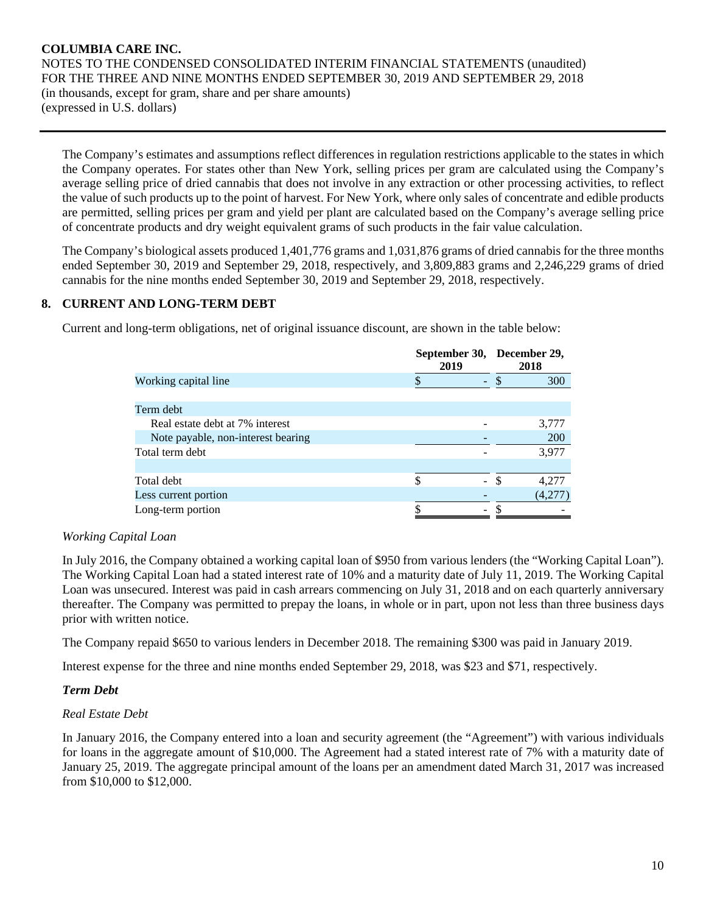The Company's estimates and assumptions reflect differences in regulation restrictions applicable to the states in which the Company operates. For states other than New York, selling prices per gram are calculated using the Company's average selling price of dried cannabis that does not involve in any extraction or other processing activities, to reflect the value of such products up to the point of harvest. For New York, where only sales of concentrate and edible products are permitted, selling prices per gram and yield per plant are calculated based on the Company's average selling price of concentrate products and dry weight equivalent grams of such products in the fair value calculation.

The Company's biological assets produced 1,401,776 grams and 1,031,876 grams of dried cannabis for the three months ended September 30, 2019 and September 29, 2018, respectively, and 3,809,883 grams and 2,246,229 grams of dried cannabis for the nine months ended September 30, 2019 and September 29, 2018, respectively.

## 8. CURRENT AND LONG-TERM DEBT

Current and long-term obligations, net of original issuance discount, are shown in the table below:

| | September 30, 2019 | December 29, 2018 |
|---|---|---|
| Working capital line | $ - | $ 300 |
| | | |
| Term debt | | |
| Real estate debt at 7% interest | - | 3,777 |
| Note payable, non-interest bearing | - | 200 |
| Total term debt | - | 3,977 |
| | | |
| Total debt | $ - | $ 4,277 |
| Less current portion | - | (4,277) |
| Long-term portion | $ - | $ - |

*Working Capital Loan*

In July 2016, the Company obtained a working capital loan of $950 from various lenders (the "Working Capital Loan"). The Working Capital Loan had a stated interest rate of 10% and a maturity date of July 11, 2019. The Working Capital Loan was unsecured. Interest was paid in cash arrears commencing on July 31, 2018 and on each quarterly anniversary thereafter. The Company was permitted to prepay the loans, in whole or in part, upon not less than three business days prior with written notice.

The Company repaid $650 to various lenders in December 2018. The remaining $300 was paid in January 2019.

Interest expense for the three and nine months ended September 29, 2018, was $23 and $71, respectively.

***Term Debt***

*Real Estate Debt*

In January 2016, the Company entered into a loan and security agreement (the "Agreement") with various individuals for loans in the aggregate amount of $10,000. The Agreement had a stated interest rate of 7% with a maturity date of January 25, 2019. The aggregate principal amount of the loans per an amendment dated March 31, 2017 was increased from $10,000 to $12,000.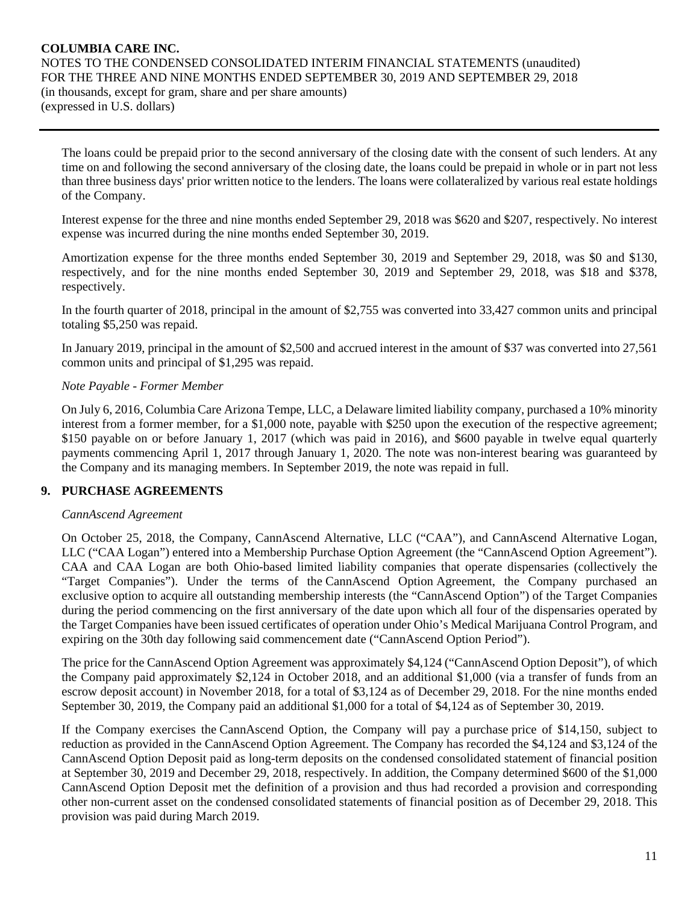The loans could be prepaid prior to the second anniversary of the closing date with the consent of such lenders. At any time on and following the second anniversary of the closing date, the loans could be prepaid in whole or in part not less than three business days' prior written notice to the lenders. The loans were collateralized by various real estate holdings of the Company.

Interest expense for the three and nine months ended September 29, 2018 was $620 and $207, respectively. No interest expense was incurred during the nine months ended September 30, 2019.

Amortization expense for the three months ended September 30, 2019 and September 29, 2018, was $0 and $130, respectively, and for the nine months ended September 30, 2019 and September 29, 2018, was $18 and $378, respectively.

In the fourth quarter of 2018, principal in the amount of $2,755 was converted into 33,427 common units and principal totaling $5,250 was repaid.

In January 2019, principal in the amount of $2,500 and accrued interest in the amount of $37 was converted into 27,561 common units and principal of $1,295 was repaid.

*Note Payable - Former Member*

On July 6, 2016, Columbia Care Arizona Tempe, LLC, a Delaware limited liability company, purchased a 10% minority interest from a former member, for a $1,000 note, payable with $250 upon the execution of the respective agreement; $150 payable on or before January 1, 2017 (which was paid in 2016), and $600 payable in twelve equal quarterly payments commencing April 1, 2017 through January 1, 2020. The note was non-interest bearing was guaranteed by the Company and its managing members. In September 2019, the note was repaid in full.

## 9. PURCHASE AGREEMENTS

*CannAscend Agreement*

On October 25, 2018, the Company, CannAscend Alternative, LLC ("CAA"), and CannAscend Alternative Logan, LLC ("CAA Logan") entered into a Membership Purchase Option Agreement (the "CannAscend Option Agreement"). CAA and CAA Logan are both Ohio-based limited liability companies that operate dispensaries (collectively the "Target Companies"). Under the terms of the CannAscend Option Agreement, the Company purchased an exclusive option to acquire all outstanding membership interests (the "CannAscend Option") of the Target Companies during the period commencing on the first anniversary of the date upon which all four of the dispensaries operated by the Target Companies have been issued certificates of operation under Ohio's Medical Marijuana Control Program, and expiring on the 30th day following said commencement date ("CannAscend Option Period").

The price for the CannAscend Option Agreement was approximately $4,124 ("CannAscend Option Deposit"), of which the Company paid approximately $2,124 in October 2018, and an additional $1,000 (via a transfer of funds from an escrow deposit account) in November 2018, for a total of $3,124 as of December 29, 2018. For the nine months ended September 30, 2019, the Company paid an additional $1,000 for a total of $4,124 as of September 30, 2019.

If the Company exercises the CannAscend Option, the Company will pay a purchase price of $14,150, subject to reduction as provided in the CannAscend Option Agreement. The Company has recorded the $4,124 and $3,124 of the CannAscend Option Deposit paid as long-term deposits on the condensed consolidated statement of financial position at September 30, 2019 and December 29, 2018, respectively. In addition, the Company determined $600 of the $1,000 CannAscend Option Deposit met the definition of a provision and thus had recorded a provision and corresponding other non-current asset on the condensed consolidated statements of financial position as of December 29, 2018. This provision was paid during March 2019.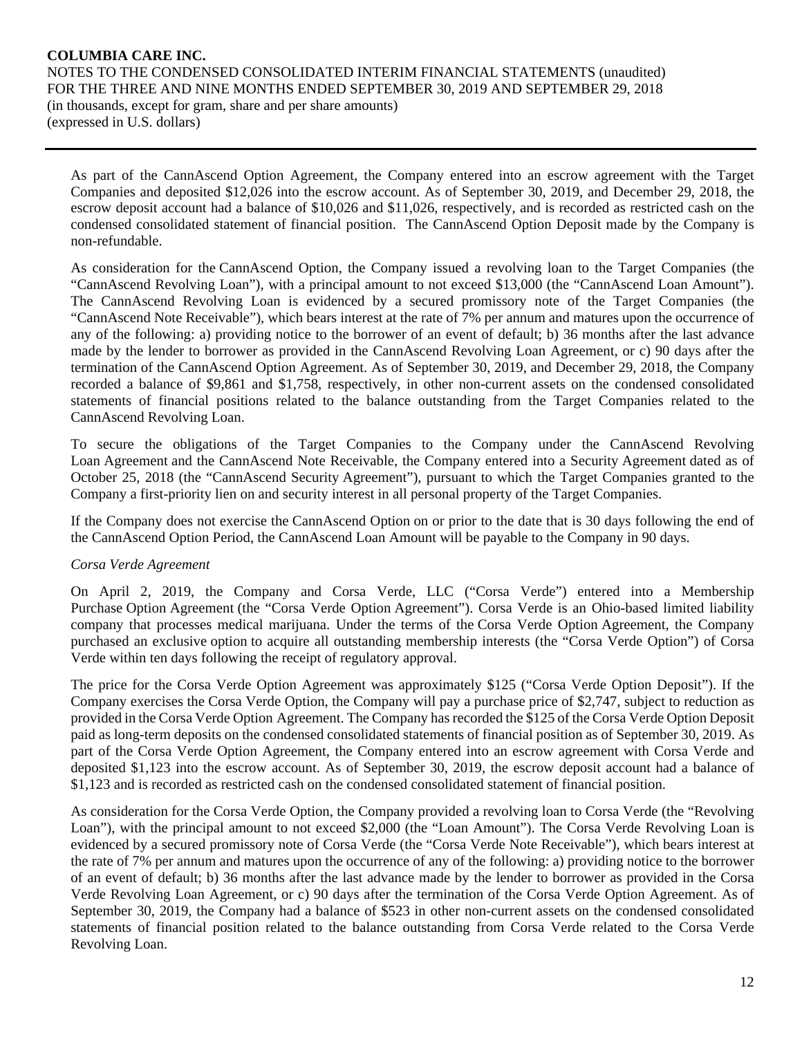As part of the CannAscend Option Agreement, the Company entered into an escrow agreement with the Target Companies and deposited $12,026 into the escrow account. As of September 30, 2019, and December 29, 2018, the escrow deposit account had a balance of $10,026 and $11,026, respectively, and is recorded as restricted cash on the condensed consolidated statement of financial position. The CannAscend Option Deposit made by the Company is non-refundable.

As consideration for the CannAscend Option, the Company issued a revolving loan to the Target Companies (the "CannAscend Revolving Loan"), with a principal amount to not exceed $13,000 (the "CannAscend Loan Amount"). The CannAscend Revolving Loan is evidenced by a secured promissory note of the Target Companies (the "CannAscend Note Receivable"), which bears interest at the rate of 7% per annum and matures upon the occurrence of any of the following: a) providing notice to the borrower of an event of default; b) 36 months after the last advance made by the lender to borrower as provided in the CannAscend Revolving Loan Agreement, or c) 90 days after the termination of the CannAscend Option Agreement. As of September 30, 2019, and December 29, 2018, the Company recorded a balance of $9,861 and $1,758, respectively, in other non-current assets on the condensed consolidated statements of financial positions related to the balance outstanding from the Target Companies related to the CannAscend Revolving Loan.

To secure the obligations of the Target Companies to the Company under the CannAscend Revolving Loan Agreement and the CannAscend Note Receivable, the Company entered into a Security Agreement dated as of October 25, 2018 (the "CannAscend Security Agreement"), pursuant to which the Target Companies granted to the Company a first-priority lien on and security interest in all personal property of the Target Companies.

If the Company does not exercise the CannAscend Option on or prior to the date that is 30 days following the end of the CannAscend Option Period, the CannAscend Loan Amount will be payable to the Company in 90 days.

*Corsa Verde Agreement*

On April 2, 2019, the Company and Corsa Verde, LLC ("Corsa Verde") entered into a Membership Purchase Option Agreement (the "Corsa Verde Option Agreement"). Corsa Verde is an Ohio-based limited liability company that processes medical marijuana. Under the terms of the Corsa Verde Option Agreement, the Company purchased an exclusive option to acquire all outstanding membership interests (the "Corsa Verde Option") of Corsa Verde within ten days following the receipt of regulatory approval.

The price for the Corsa Verde Option Agreement was approximately $125 ("Corsa Verde Option Deposit"). If the Company exercises the Corsa Verde Option, the Company will pay a purchase price of $2,747, subject to reduction as provided in the Corsa Verde Option Agreement. The Company has recorded the $125 of the Corsa Verde Option Deposit paid as long-term deposits on the condensed consolidated statements of financial position as of September 30, 2019. As part of the Corsa Verde Option Agreement, the Company entered into an escrow agreement with Corsa Verde and deposited $1,123 into the escrow account. As of September 30, 2019, the escrow deposit account had a balance of $1,123 and is recorded as restricted cash on the condensed consolidated statement of financial position.

As consideration for the Corsa Verde Option, the Company provided a revolving loan to Corsa Verde (the "Revolving Loan"), with the principal amount to not exceed $2,000 (the "Loan Amount"). The Corsa Verde Revolving Loan is evidenced by a secured promissory note of Corsa Verde (the "Corsa Verde Note Receivable"), which bears interest at the rate of 7% per annum and matures upon the occurrence of any of the following: a) providing notice to the borrower of an event of default; b) 36 months after the last advance made by the lender to borrower as provided in the Corsa Verde Revolving Loan Agreement, or c) 90 days after the termination of the Corsa Verde Option Agreement. As of September 30, 2019, the Company had a balance of $523 in other non-current assets on the condensed consolidated statements of financial position related to the balance outstanding from Corsa Verde related to the Corsa Verde Revolving Loan.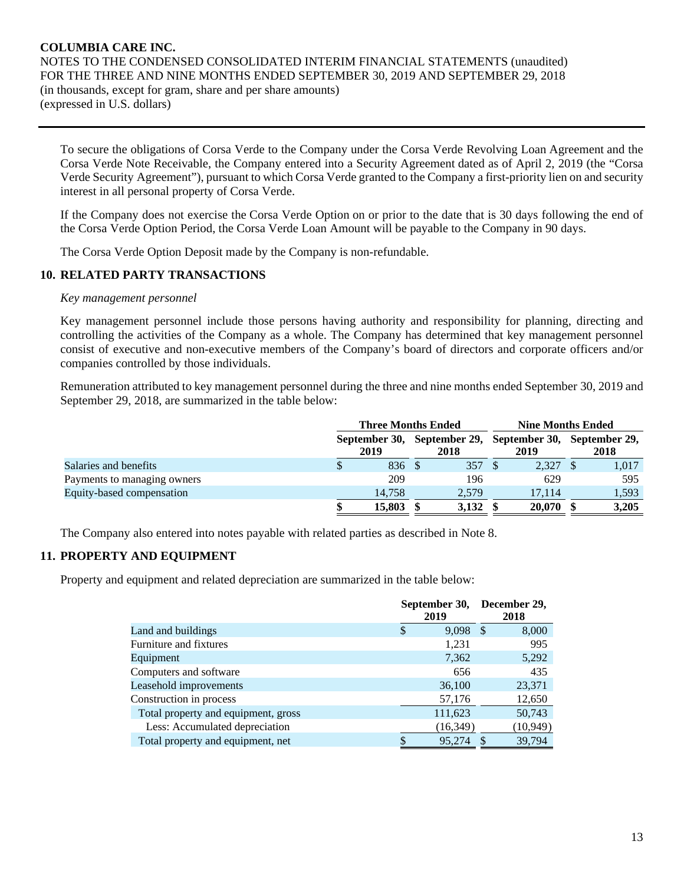To secure the obligations of Corsa Verde to the Company under the Corsa Verde Revolving Loan Agreement and the Corsa Verde Note Receivable, the Company entered into a Security Agreement dated as of April 2, 2019 (the "Corsa Verde Security Agreement"), pursuant to which Corsa Verde granted to the Company a first-priority lien on and security interest in all personal property of Corsa Verde.

If the Company does not exercise the Corsa Verde Option on or prior to the date that is 30 days following the end of the Corsa Verde Option Period, the Corsa Verde Loan Amount will be payable to the Company in 90 days.

The Corsa Verde Option Deposit made by the Company is non-refundable.

## 10. RELATED PARTY TRANSACTIONS

*Key management personnel*

Key management personnel include those persons having authority and responsibility for planning, directing and controlling the activities of the Company as a whole. The Company has determined that key management personnel consist of executive and non-executive members of the Company's board of directors and corporate officers and/or companies controlled by those individuals.

Remuneration attributed to key management personnel during the three and nine months ended September 30, 2019 and September 29, 2018, are summarized in the table below:

| | Three Months Ended | | Nine Months Ended | |
|---|---|---|---|---|
| | September 30, 2019 | September 29, 2018 | September 30, 2019 | September 29, 2018 |
| Salaries and benefits | $ 836 | $ 357 | $ 2,327 | $ 1,017 |
| Payments to managing owners | 209 | 196 | 629 | 595 |
| Equity-based compensation | 14,758 | 2,579 | 17,114 | 1,593 |
| | **$ 15,803** | **$ 3,132** | **$ 20,070** | **$ 3,205** |

The Company also entered into notes payable with related parties as described in Note 8.

## 11. PROPERTY AND EQUIPMENT

Property and equipment and related depreciation are summarized in the table below:

| | September 30, 2019 | December 29, 2018 |
|---|---|---|
| Land and buildings | $ 9,098 | $ 8,000 |
| Furniture and fixtures | 1,231 | 995 |
| Equipment | 7,362 | 5,292 |
| Computers and software | 656 | 435 |
| Leasehold improvements | 36,100 | 23,371 |
| Construction in process | 57,176 | 12,650 |
| Total property and equipment, gross | 111,623 | 50,743 |
| Less: Accumulated depreciation | (16,349) | (10,949) |
| Total property and equipment, net | $ 95,274 | $ 39,794 |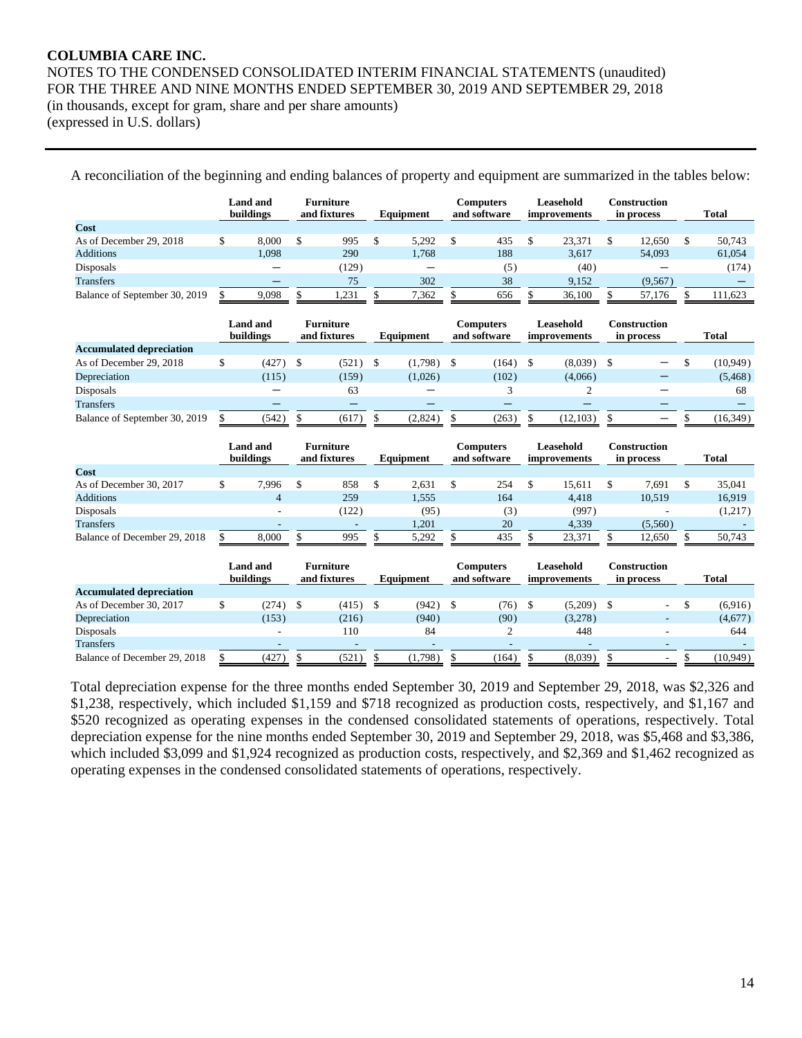A reconciliation of the beginning and ending balances of property and equipment are summarized in the tables below:

| | Land and buildings | Furniture and fixtures | Equipment | Computers and software | Leasehold improvements | Construction in process | Total |
|---|---|---|---|---|---|---|---|
| **Cost** | | | | | | | |
| As of December 29, 2018 | $ 8,000 | $ 995 | $ 5,292 | $ 435 | $ 23,371 | $ 12,650 | $ 50,743 |
| Additions | 1,098 | 290 | 1,768 | 188 | 3,617 | 54,093 | 61,054 |
| Disposals | — | (129) | — | (5) | (40) | — | (174) |
| Transfers | — | 75 | 302 | 38 | 9,152 | (9,567) | — |
| Balance of September 30, 2019 | $ 9,098 | $ 1,231 | $ 7,362 | $ 656 | $ 36,100 | $ 57,176 | $ 111,623 |

| | Land and buildings | Furniture and fixtures | Equipment | Computers and software | Leasehold improvements | Construction in process | Total |
|---|---|---|---|---|---|---|---|
| **Accumulated depreciation** | | | | | | | |
| As of December 29, 2018 | $ (427) | $ (521) | $ (1,798) | $ (164) | $ (8,039) | $ — | $ (10,949) |
| Depreciation | (115) | (159) | (1,026) | (102) | (4,066) | — | (5,468) |
| Disposals | — | 63 | — | 3 | 2 | — | 68 |
| Transfers | — | — | — | — | — | — | — |
| Balance of September 30, 2019 | $ (542) | $ (617) | $ (2,824) | $ (263) | $ (12,103) | $ — | $ (16,349) |

| | Land and buildings | Furniture and fixtures | Equipment | Computers and software | Leasehold improvements | Construction in process | Total |
|---|---|---|---|---|---|---|---|
| **Cost** | | | | | | | |
| As of December 30, 2017 | $ 7,996 | $ 858 | $ 2,631 | $ 254 | $ 15,611 | $ 7,691 | $ 35,041 |
| Additions | 4 | 259 | 1,555 | 164 | 4,418 | 10,519 | 16,919 |
| Disposals | - | (122) | (95) | (3) | (997) | - | (1,217) |
| Transfers | - | - | 1,201 | 20 | 4,339 | (5,560) | - |
| Balance of December 29, 2018 | $ 8,000 | $ 995 | $ 5,292 | $ 435 | $ 23,371 | $ 12,650 | $ 50,743 |

| | Land and buildings | Furniture and fixtures | Equipment | Computers and software | Leasehold improvements | Construction in process | Total |
|---|---|---|---|---|---|---|---|
| **Accumulated depreciation** | | | | | | | |
| As of December 30, 2017 | $ (274) | $ (415) | $ (942) | $ (76) | $ (5,209) | $ - | $ (6,916) |
| Depreciation | (153) | (216) | (940) | (90) | (3,278) | - | (4,677) |
| Disposals | - | 110 | 84 | 2 | 448 | - | 644 |
| Transfers | - | - | - | - | - | - | - |
| Balance of December 29, 2018 | $ (427) | $ (521) | $ (1,798) | $ (164) | $ (8,039) | $ - | $ (10,949) |

Total depreciation expense for the three months ended September 30, 2019 and September 29, 2018, was $2,326 and $1,238, respectively, which included $1,159 and $718 recognized as production costs, respectively, and $1,167 and $520 recognized as operating expenses in the condensed consolidated statements of operations, respectively. Total depreciation expense for the nine months ended September 30, 2019 and September 29, 2018, was $5,468 and $3,386, which included $3,099 and $1,924 recognized as production costs, respectively, and $2,369 and $1,462 recognized as operating expenses in the condensed consolidated statements of operations, respectively.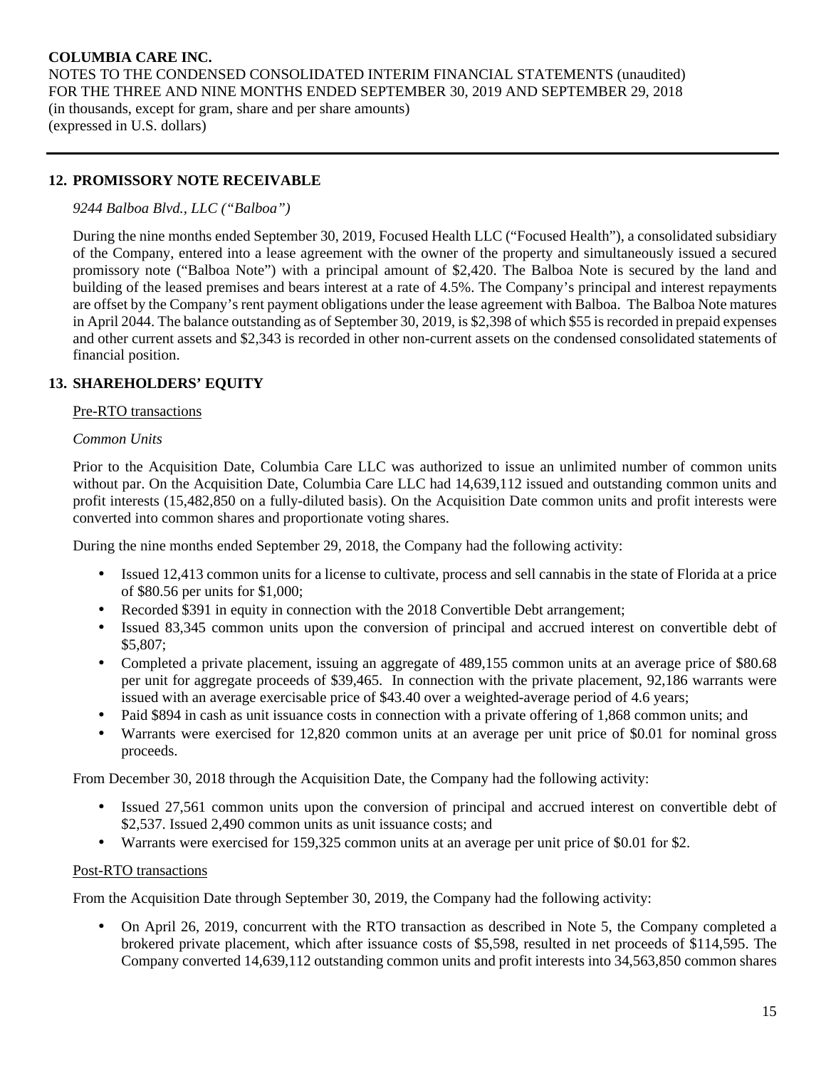## 12. PROMISSORY NOTE RECEIVABLE

*9244 Balboa Blvd., LLC ("Balboa")*

During the nine months ended September 30, 2019, Focused Health LLC ("Focused Health"), a consolidated subsidiary of the Company, entered into a lease agreement with the owner of the property and simultaneously issued a secured promissory note ("Balboa Note") with a principal amount of $2,420. The Balboa Note is secured by the land and building of the leased premises and bears interest at a rate of 4.5%. The Company's principal and interest repayments are offset by the Company's rent payment obligations under the lease agreement with Balboa. The Balboa Note matures in April 2044. The balance outstanding as of September 30, 2019, is $2,398 of which $55 is recorded in prepaid expenses and other current assets and $2,343 is recorded in other non-current assets on the condensed consolidated statements of financial position.

## 13. SHAREHOLDERS' EQUITY

Pre-RTO transactions

*Common Units*

Prior to the Acquisition Date, Columbia Care LLC was authorized to issue an unlimited number of common units without par. On the Acquisition Date, Columbia Care LLC had 14,639,112 issued and outstanding common units and profit interests (15,482,850 on a fully-diluted basis). On the Acquisition Date common units and profit interests were converted into common shares and proportionate voting shares.

During the nine months ended September 29, 2018, the Company had the following activity:

- Issued 12,413 common units for a license to cultivate, process and sell cannabis in the state of Florida at a price of $80.56 per units for $1,000;
- Recorded $391 in equity in connection with the 2018 Convertible Debt arrangement;
- Issued 83,345 common units upon the conversion of principal and accrued interest on convertible debt of $5,807;
- Completed a private placement, issuing an aggregate of 489,155 common units at an average price of $80.68 per unit for aggregate proceeds of $39,465. In connection with the private placement, 92,186 warrants were issued with an average exercisable price of $43.40 over a weighted-average period of 4.6 years;
- Paid $894 in cash as unit issuance costs in connection with a private offering of 1,868 common units; and
- Warrants were exercised for 12,820 common units at an average per unit price of $0.01 for nominal gross proceeds.

From December 30, 2018 through the Acquisition Date, the Company had the following activity:

- Issued 27,561 common units upon the conversion of principal and accrued interest on convertible debt of $2,537. Issued 2,490 common units as unit issuance costs; and
- Warrants were exercised for 159,325 common units at an average per unit price of $0.01 for $2.

Post-RTO transactions

From the Acquisition Date through September 30, 2019, the Company had the following activity:

- On April 26, 2019, concurrent with the RTO transaction as described in Note 5, the Company completed a brokered private placement, which after issuance costs of $5,598, resulted in net proceeds of $114,595. The Company converted 14,639,112 outstanding common units and profit interests into 34,563,850 common shares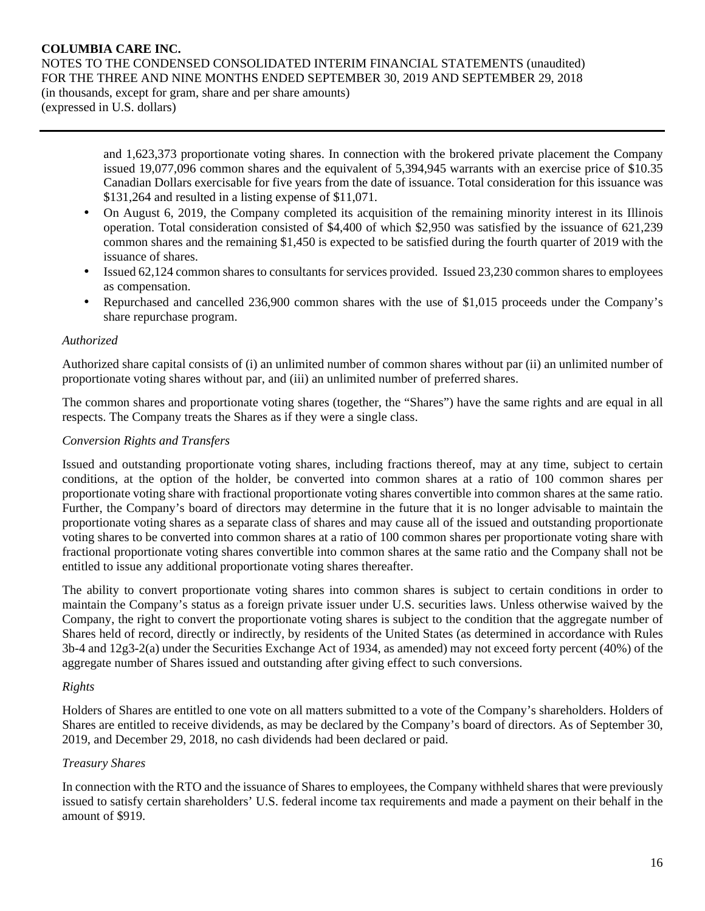and 1,623,373 proportionate voting shares. In connection with the brokered private placement the Company issued 19,077,096 common shares and the equivalent of 5,394,945 warrants with an exercise price of $10.35 Canadian Dollars exercisable for five years from the date of issuance. Total consideration for this issuance was $131,264 and resulted in a listing expense of $11,071.

- On August 6, 2019, the Company completed its acquisition of the remaining minority interest in its Illinois operation. Total consideration consisted of $4,400 of which $2,950 was satisfied by the issuance of 621,239 common shares and the remaining $1,450 is expected to be satisfied during the fourth quarter of 2019 with the issuance of shares.
- Issued 62,124 common shares to consultants for services provided. Issued 23,230 common shares to employees as compensation.
- Repurchased and cancelled 236,900 common shares with the use of $1,015 proceeds under the Company's share repurchase program.

*Authorized*

Authorized share capital consists of (i) an unlimited number of common shares without par (ii) an unlimited number of proportionate voting shares without par, and (iii) an unlimited number of preferred shares.

The common shares and proportionate voting shares (together, the "Shares") have the same rights and are equal in all respects. The Company treats the Shares as if they were a single class.

*Conversion Rights and Transfers*

Issued and outstanding proportionate voting shares, including fractions thereof, may at any time, subject to certain conditions, at the option of the holder, be converted into common shares at a ratio of 100 common shares per proportionate voting share with fractional proportionate voting shares convertible into common shares at the same ratio. Further, the Company's board of directors may determine in the future that it is no longer advisable to maintain the proportionate voting shares as a separate class of shares and may cause all of the issued and outstanding proportionate voting shares to be converted into common shares at a ratio of 100 common shares per proportionate voting share with fractional proportionate voting shares convertible into common shares at the same ratio and the Company shall not be entitled to issue any additional proportionate voting shares thereafter.

The ability to convert proportionate voting shares into common shares is subject to certain conditions in order to maintain the Company's status as a foreign private issuer under U.S. securities laws. Unless otherwise waived by the Company, the right to convert the proportionate voting shares is subject to the condition that the aggregate number of Shares held of record, directly or indirectly, by residents of the United States (as determined in accordance with Rules 3b-4 and 12g3-2(a) under the Securities Exchange Act of 1934, as amended) may not exceed forty percent (40%) of the aggregate number of Shares issued and outstanding after giving effect to such conversions.

*Rights*

Holders of Shares are entitled to one vote on all matters submitted to a vote of the Company's shareholders. Holders of Shares are entitled to receive dividends, as may be declared by the Company's board of directors. As of September 30, 2019, and December 29, 2018, no cash dividends had been declared or paid.

*Treasury Shares*

In connection with the RTO and the issuance of Shares to employees, the Company withheld shares that were previously issued to satisfy certain shareholders' U.S. federal income tax requirements and made a payment on their behalf in the amount of $919.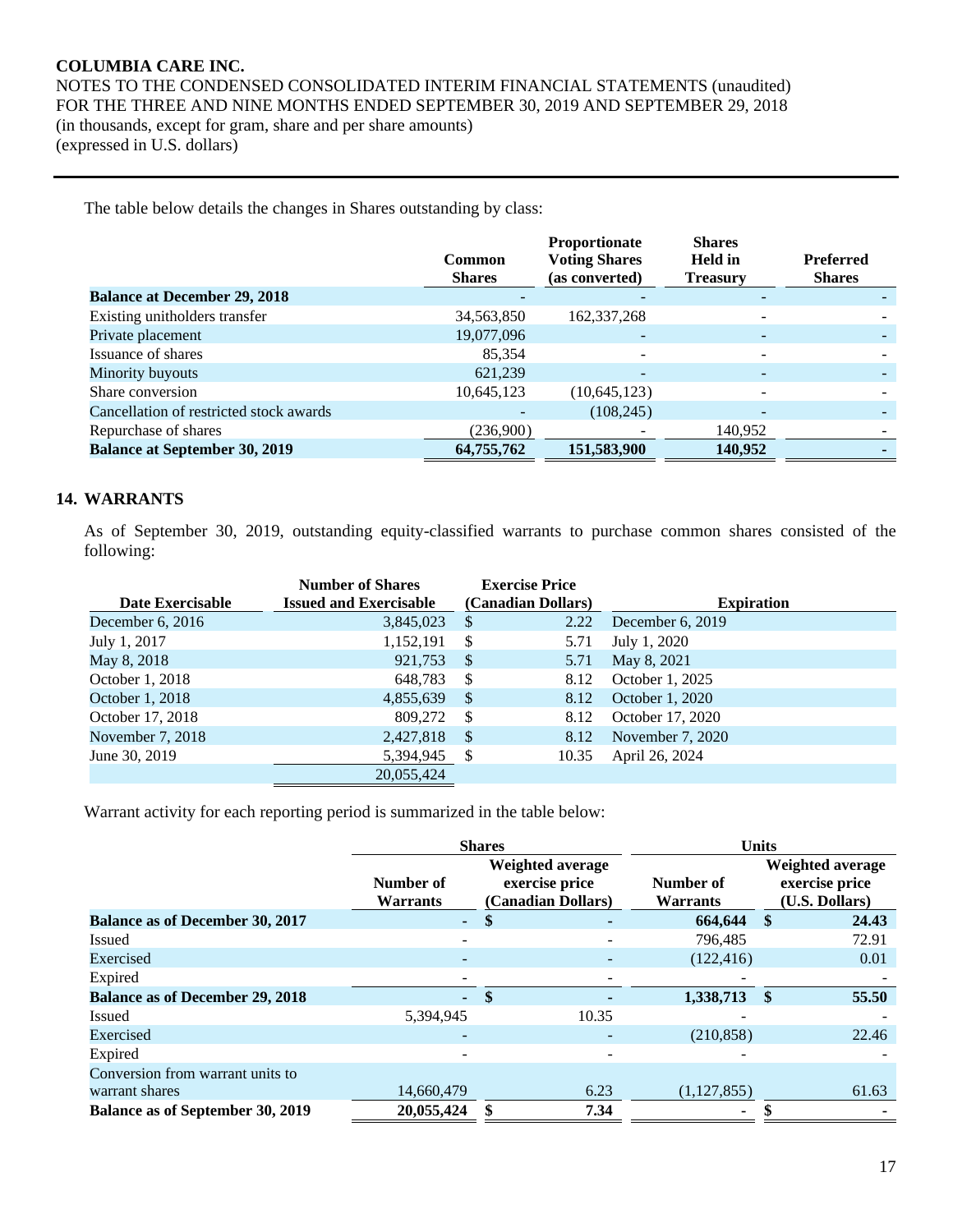The table below details the changes in Shares outstanding by class:

| | Common Shares | Proportionate Voting Shares (as converted) | Shares Held in Treasury | Preferred Shares |
|---|---|---|---|---|
| **Balance at December 29, 2018** | - | - | - | - |
| Existing unitholders transfer | 34,563,850 | 162,337,268 | - | - |
| Private placement | 19,077,096 | - | - | - |
| Issuance of shares | 85,354 | - | - | - |
| Minority buyouts | 621,239 | - | - | - |
| Share conversion | 10,645,123 | (10,645,123) | - | - |
| Cancellation of restricted stock awards | - | (108,245) | - | - |
| Repurchase of shares | (236,900) | - | 140,952 | - |
| **Balance at September 30, 2019** | **64,755,762** | **151,583,900** | **140,952** | **-** |

## 14. WARRANTS

As of September 30, 2019, outstanding equity-classified warrants to purchase common shares consisted of the following:

| Date Exercisable | Number of Shares Issued and Exercisable | Exercise Price (Canadian Dollars) | Expiration |
|---|---|---|---|
| December 6, 2016 | 3,845,023 | $ 2.22 | December 6, 2019 |
| July 1, 2017 | 1,152,191 | $ 5.71 | July 1, 2020 |
| May 8, 2018 | 921,753 | $ 5.71 | May 8, 2021 |
| October 1, 2018 | 648,783 | $ 8.12 | October 1, 2025 |
| October 1, 2018 | 4,855,639 | $ 8.12 | October 1, 2020 |
| October 17, 2018 | 809,272 | $ 8.12 | October 17, 2020 |
| November 7, 2018 | 2,427,818 | $ 8.12 | November 7, 2020 |
| June 30, 2019 | 5,394,945 | $ 10.35 | April 26, 2024 |
| | 20,055,424 | | |

Warrant activity for each reporting period is summarized in the table below:

| | Shares | | Units | |
|---|---|---|---|---|
| | Number of Warrants | Weighted average exercise price (Canadian Dollars) | Number of Warrants | Weighted average exercise price (U.S. Dollars) |
| **Balance as of December 30, 2017** | **-** | **$ -** | **664,644** | **$ 24.43** |
| Issued | - | - | 796,485 | 72.91 |
| Exercised | - | - | (122,416) | 0.01 |
| Expired | - | - | - | - |
| **Balance as of December 29, 2018** | **-** | **$ -** | **1,338,713** | **$ 55.50** |
| Issued | 5,394,945 | 10.35 | - | - |
| Exercised | - | - | (210,858) | 22.46 |
| Expired | - | - | - | - |
| Conversion from warrant units to warrant shares | 14,660,479 | 6.23 | (1,127,855) | 61.63 |
| **Balance as of September 30, 2019** | **20,055,424** | **$ 7.34** | **-** | **$ -** |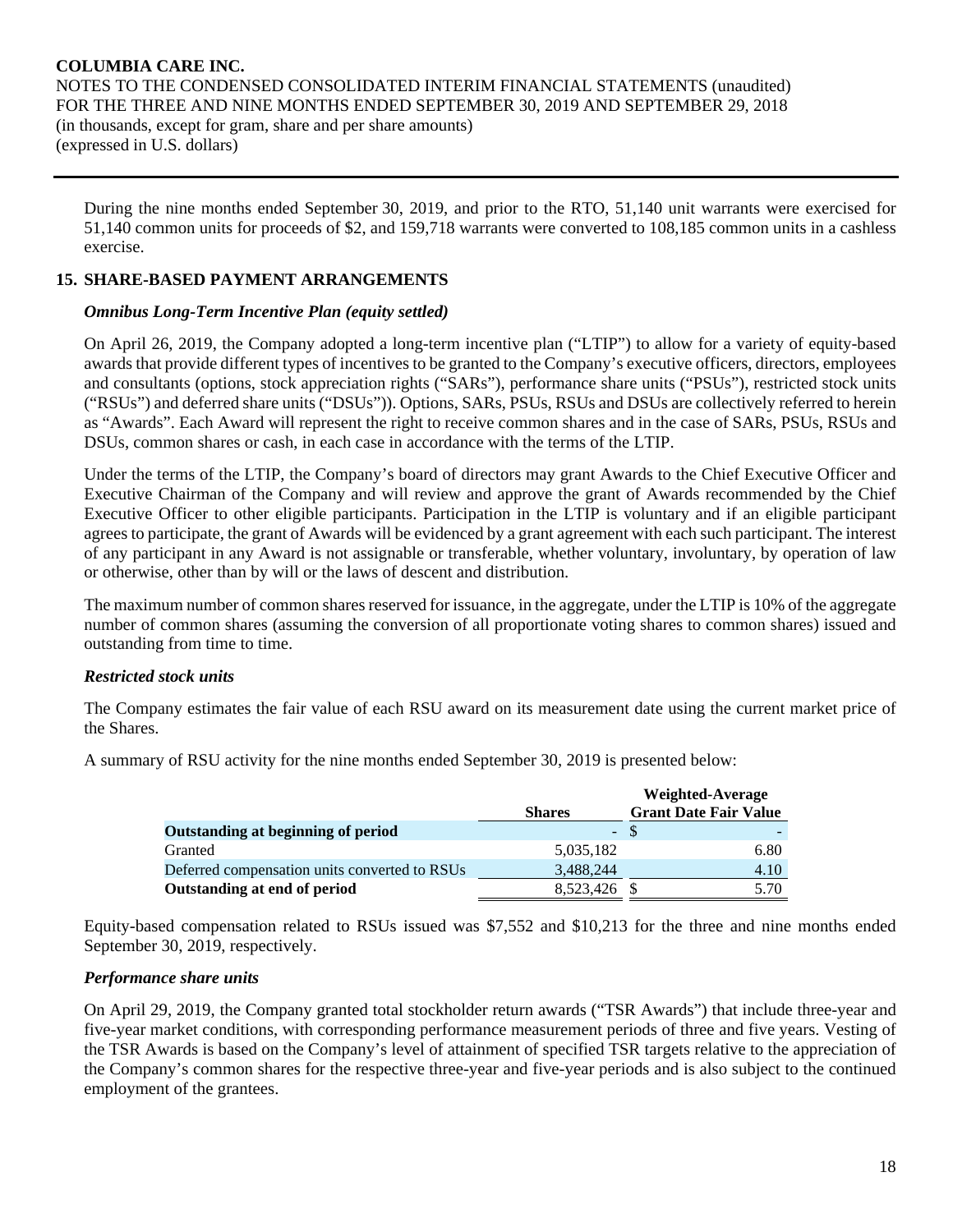During the nine months ended September 30, 2019, and prior to the RTO, 51,140 unit warrants were exercised for 51,140 common units for proceeds of $2, and 159,718 warrants were converted to 108,185 common units in a cashless exercise.

## 15. SHARE-BASED PAYMENT ARRANGEMENTS

### *Omnibus Long-Term Incentive Plan (equity settled)*

On April 26, 2019, the Company adopted a long-term incentive plan ("LTIP") to allow for a variety of equity-based awards that provide different types of incentives to be granted to the Company's executive officers, directors, employees and consultants (options, stock appreciation rights ("SARs"), performance share units ("PSUs"), restricted stock units ("RSUs") and deferred share units ("DSUs")). Options, SARs, PSUs, RSUs and DSUs are collectively referred to herein as "Awards". Each Award will represent the right to receive common shares and in the case of SARs, PSUs, RSUs and DSUs, common shares or cash, in each case in accordance with the terms of the LTIP.

Under the terms of the LTIP, the Company's board of directors may grant Awards to the Chief Executive Officer and Executive Chairman of the Company and will review and approve the grant of Awards recommended by the Chief Executive Officer to other eligible participants. Participation in the LTIP is voluntary and if an eligible participant agrees to participate, the grant of Awards will be evidenced by a grant agreement with each such participant. The interest of any participant in any Award is not assignable or transferable, whether voluntary, involuntary, by operation of law or otherwise, other than by will or the laws of descent and distribution.

The maximum number of common shares reserved for issuance, in the aggregate, under the LTIP is 10% of the aggregate number of common shares (assuming the conversion of all proportionate voting shares to common shares) issued and outstanding from time to time.

### *Restricted stock units*

The Company estimates the fair value of each RSU award on its measurement date using the current market price of the Shares.

A summary of RSU activity for the nine months ended September 30, 2019 is presented below:

| | Shares | Weighted-Average Grant Date Fair Value |
|---|---|---|
| **Outstanding at beginning of period** | - | $ - |
| Granted | 5,035,182 | 6.80 |
| Deferred compensation units converted to RSUs | 3,488,244 | 4.10 |
| **Outstanding at end of period** | 8,523,426 | $ 5.70 |

Equity-based compensation related to RSUs issued was $7,552 and $10,213 for the three and nine months ended September 30, 2019, respectively.

### *Performance share units*

On April 29, 2019, the Company granted total stockholder return awards ("TSR Awards") that include three-year and five-year market conditions, with corresponding performance measurement periods of three and five years. Vesting of the TSR Awards is based on the Company's level of attainment of specified TSR targets relative to the appreciation of the Company's common shares for the respective three-year and five-year periods and is also subject to the continued employment of the grantees.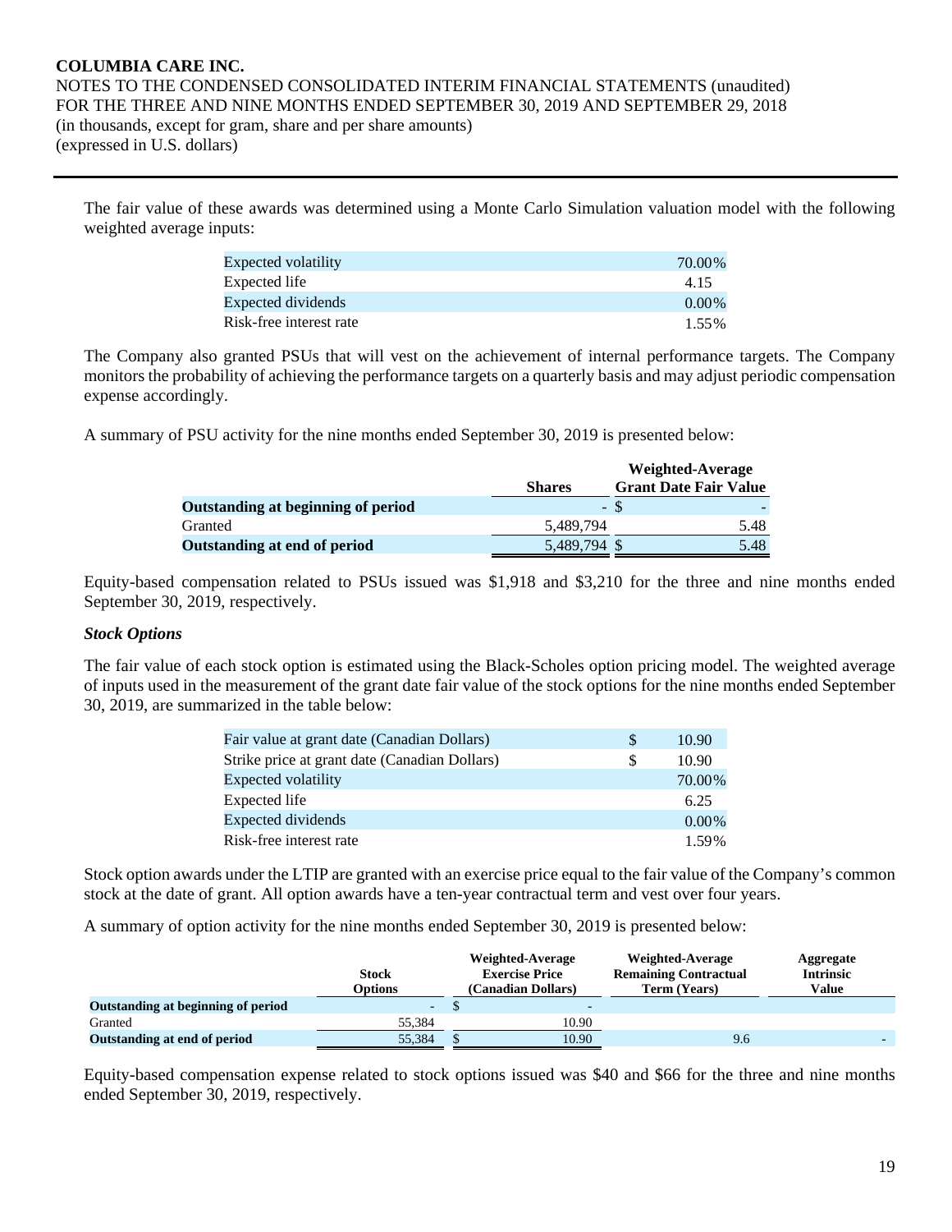The fair value of these awards was determined using a Monte Carlo Simulation valuation model with the following weighted average inputs:

| | |
|---|---|
| Expected volatility | 70.00% |
| Expected life | 4.15 |
| Expected dividends | 0.00% |
| Risk-free interest rate | 1.55% |

The Company also granted PSUs that will vest on the achievement of internal performance targets. The Company monitors the probability of achieving the performance targets on a quarterly basis and may adjust periodic compensation expense accordingly.

A summary of PSU activity for the nine months ended September 30, 2019 is presented below:

| | Shares | Weighted-Average Grant Date Fair Value |
|---|---|---|
| **Outstanding at beginning of period** | - | $ - |
| Granted | 5,489,794 | 5.48 |
| **Outstanding at end of period** | 5,489,794 | $ 5.48 |

Equity-based compensation related to PSUs issued was $1,918 and $3,210 for the three and nine months ended September 30, 2019, respectively.

***Stock Options***

The fair value of each stock option is estimated using the Black-Scholes option pricing model. The weighted average of inputs used in the measurement of the grant date fair value of the stock options for the nine months ended September 30, 2019, are summarized in the table below:

| | |
|---|---|
| Fair value at grant date (Canadian Dollars) | $ 10.90 |
| Strike price at grant date (Canadian Dollars) | $ 10.90 |
| Expected volatility | 70.00% |
| Expected life | 6.25 |
| Expected dividends | 0.00% |
| Risk-free interest rate | 1.59% |

Stock option awards under the LTIP are granted with an exercise price equal to the fair value of the Company's common stock at the date of grant. All option awards have a ten-year contractual term and vest over four years.

A summary of option activity for the nine months ended September 30, 2019 is presented below:

| | Stock Options | Weighted-Average Exercise Price (Canadian Dollars) | Weighted-Average Remaining Contractual Term (Years) | Aggregate Intrinsic Value |
|---|---|---|---|---|
| **Outstanding at beginning of period** | - | $ - | | |
| Granted | 55,384 | 10.90 | | |
| **Outstanding at end of period** | 55,384 | $ 10.90 | 9.6 | - |

Equity-based compensation expense related to stock options issued was $40 and $66 for the three and nine months ended September 30, 2019, respectively.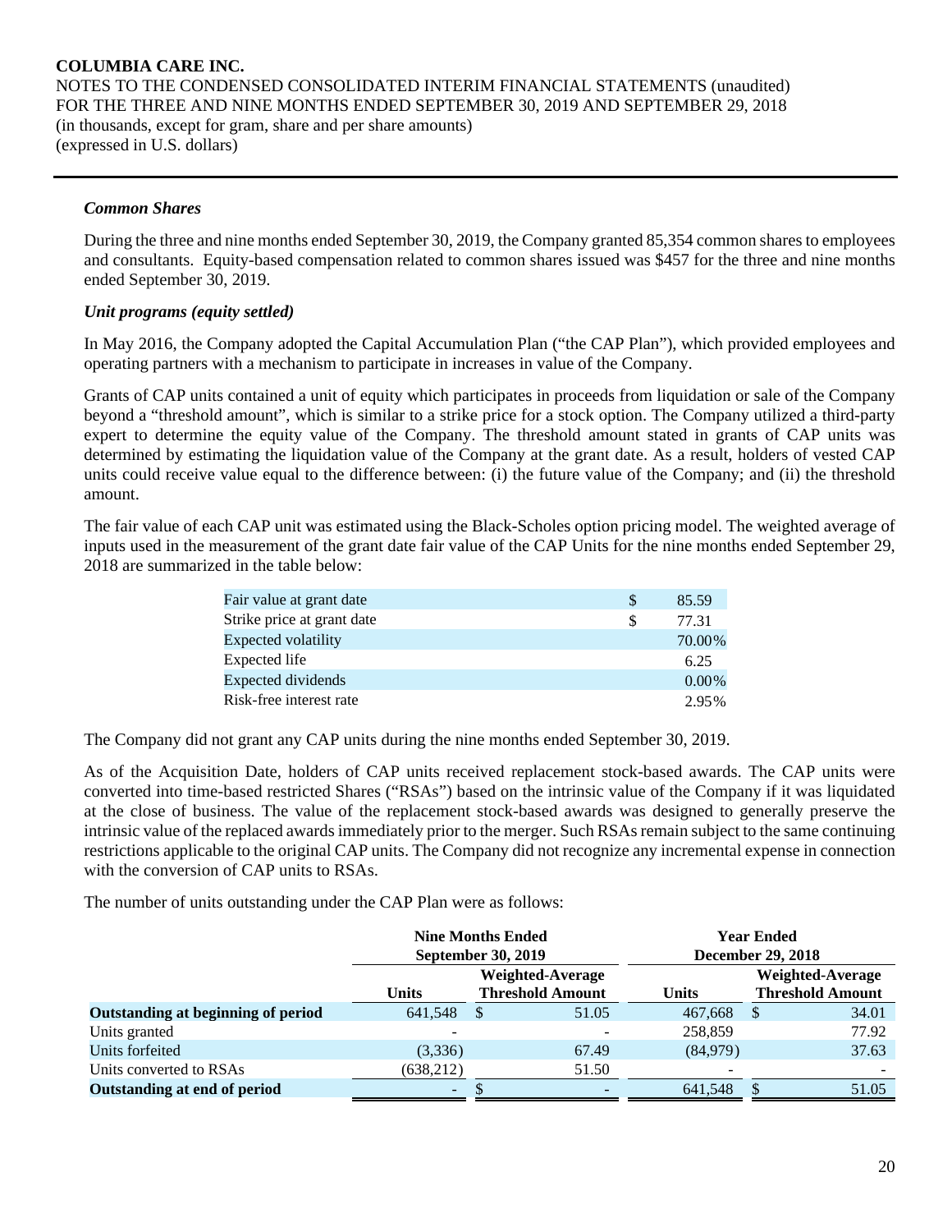### *Common Shares*

During the three and nine months ended September 30, 2019, the Company granted 85,354 common shares to employees and consultants. Equity-based compensation related to common shares issued was $457 for the three and nine months ended September 30, 2019.

### *Unit programs (equity settled)*

In May 2016, the Company adopted the Capital Accumulation Plan ("the CAP Plan"), which provided employees and operating partners with a mechanism to participate in increases in value of the Company.

Grants of CAP units contained a unit of equity which participates in proceeds from liquidation or sale of the Company beyond a "threshold amount", which is similar to a strike price for a stock option. The Company utilized a third-party expert to determine the equity value of the Company. The threshold amount stated in grants of CAP units was determined by estimating the liquidation value of the Company at the grant date. As a result, holders of vested CAP units could receive value equal to the difference between: (i) the future value of the Company; and (ii) the threshold amount.

The fair value of each CAP unit was estimated using the Black-Scholes option pricing model. The weighted average of inputs used in the measurement of the grant date fair value of the CAP Units for the nine months ended September 29, 2018 are summarized in the table below:

| | |
|---|---|
| Fair value at grant date | $ 85.59 |
| Strike price at grant date | $ 77.31 |
| Expected volatility | 70.00% |
| Expected life | 6.25 |
| Expected dividends | 0.00% |
| Risk-free interest rate | 2.95% |

The Company did not grant any CAP units during the nine months ended September 30, 2019.

As of the Acquisition Date, holders of CAP units received replacement stock-based awards. The CAP units were converted into time-based restricted Shares ("RSAs") based on the intrinsic value of the Company if it was liquidated at the close of business. The value of the replacement stock-based awards was designed to generally preserve the intrinsic value of the replaced awards immediately prior to the merger. Such RSAs remain subject to the same continuing restrictions applicable to the original CAP units. The Company did not recognize any incremental expense in connection with the conversion of CAP units to RSAs.

The number of units outstanding under the CAP Plan were as follows:

| | Nine Months Ended September 30, 2019 | | Year Ended December 29, 2018 | |
|---|---|---|---|---|
| | Units | Weighted-Average Threshold Amount | Units | Weighted-Average Threshold Amount |
| **Outstanding at beginning of period** | 641,548 | $ 51.05 | 467,668 | $ 34.01 |
| Units granted | - | - | 258,859 | 77.92 |
| Units forfeited | (3,336) | 67.49 | (84,979) | 37.63 |
| Units converted to RSAs | (638,212) | 51.50 | - | - |
| **Outstanding at end of period** | - | $ - | 641,548 | $ 51.05 |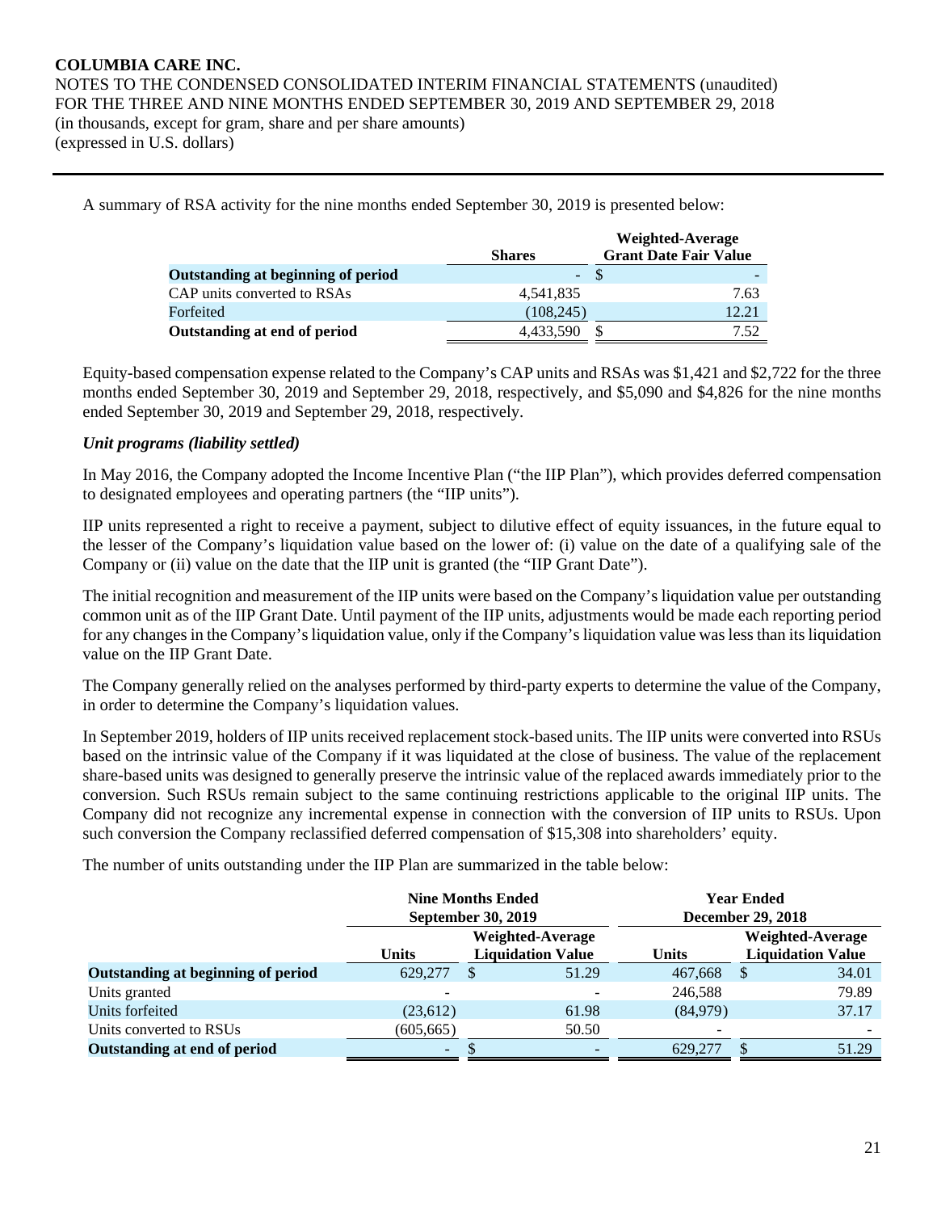A summary of RSA activity for the nine months ended September 30, 2019 is presented below:

| | Shares | Weighted-Average Grant Date Fair Value |
|---|---|---|
| **Outstanding at beginning of period** | - | $ - |
| CAP units converted to RSAs | 4,541,835 | 7.63 |
| Forfeited | (108,245) | 12.21 |
| **Outstanding at end of period** | 4,433,590 | $ 7.52 |

Equity-based compensation expense related to the Company's CAP units and RSAs was $1,421 and $2,722 for the three months ended September 30, 2019 and September 29, 2018, respectively, and $5,090 and $4,826 for the nine months ended September 30, 2019 and September 29, 2018, respectively.

***Unit programs (liability settled)***

In May 2016, the Company adopted the Income Incentive Plan ("the IIP Plan"), which provides deferred compensation to designated employees and operating partners (the "IIP units").

IIP units represented a right to receive a payment, subject to dilutive effect of equity issuances, in the future equal to the lesser of the Company's liquidation value based on the lower of: (i) value on the date of a qualifying sale of the Company or (ii) value on the date that the IIP unit is granted (the "IIP Grant Date").

The initial recognition and measurement of the IIP units were based on the Company's liquidation value per outstanding common unit as of the IIP Grant Date. Until payment of the IIP units, adjustments would be made each reporting period for any changes in the Company's liquidation value, only if the Company's liquidation value was less than its liquidation value on the IIP Grant Date.

The Company generally relied on the analyses performed by third-party experts to determine the value of the Company, in order to determine the Company's liquidation values.

In September 2019, holders of IIP units received replacement stock-based units. The IIP units were converted into RSUs based on the intrinsic value of the Company if it was liquidated at the close of business. The value of the replacement share-based units was designed to generally preserve the intrinsic value of the replaced awards immediately prior to the conversion. Such RSUs remain subject to the same continuing restrictions applicable to the original IIP units. The Company did not recognize any incremental expense in connection with the conversion of IIP units to RSUs. Upon such conversion the Company reclassified deferred compensation of $15,308 into shareholders' equity.

The number of units outstanding under the IIP Plan are summarized in the table below:

| | Nine Months Ended September 30, 2019 | | Year Ended December 29, 2018 | |
|---|---|---|---|---|
| | Units | Weighted-Average Liquidation Value | Units | Weighted-Average Liquidation Value |
| **Outstanding at beginning of period** | 629,277 | $ 51.29 | 467,668 | $ 34.01 |
| Units granted | - | - | 246,588 | 79.89 |
| Units forfeited | (23,612) | 61.98 | (84,979) | 37.17 |
| Units converted to RSUs | (605,665) | 50.50 | - | - |
| **Outstanding at end of period** | - | $ - | 629,277 | $ 51.29 |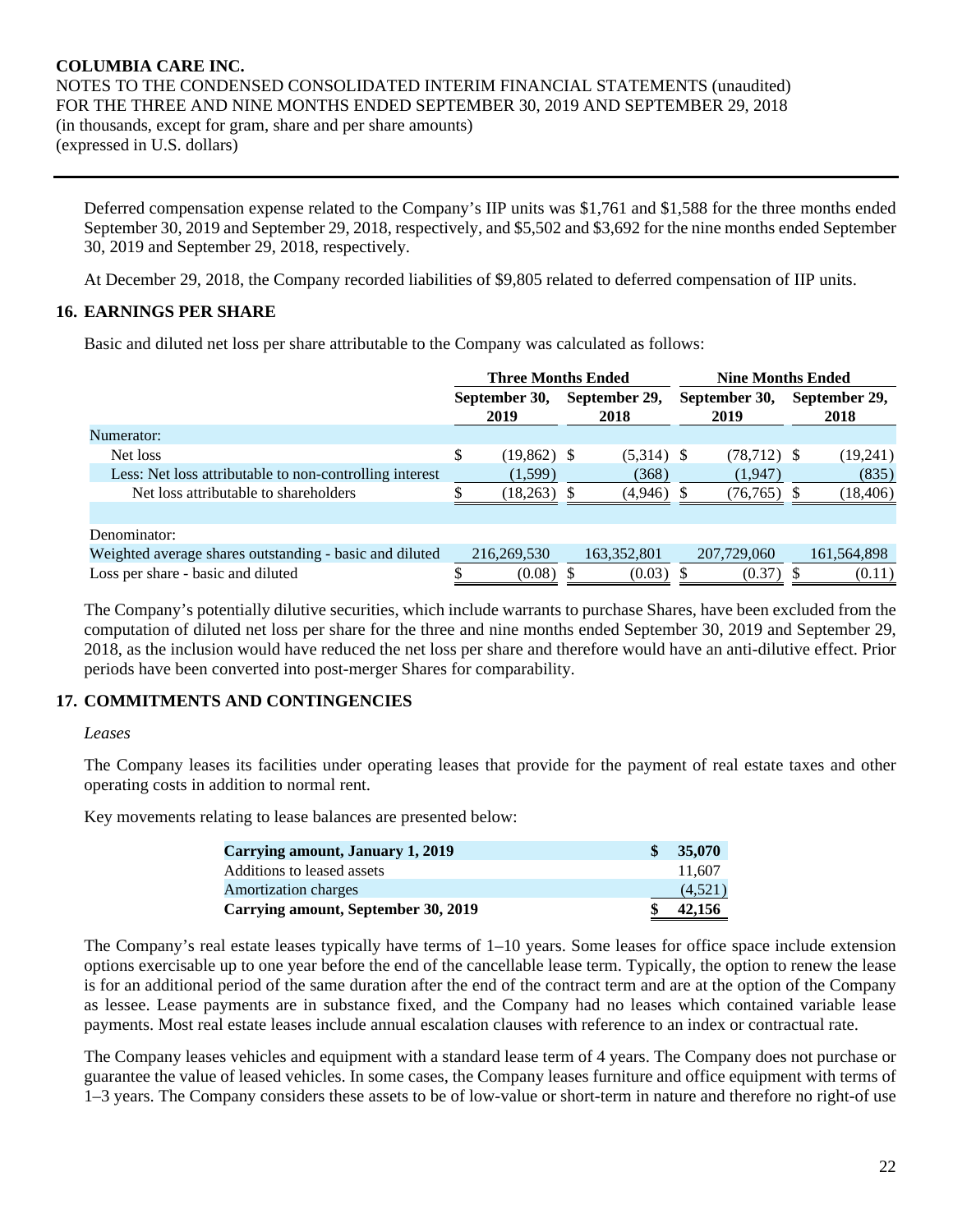Deferred compensation expense related to the Company's IIP units was $1,761 and $1,588 for the three months ended September 30, 2019 and September 29, 2018, respectively, and $5,502 and $3,692 for the nine months ended September 30, 2019 and September 29, 2018, respectively.

At December 29, 2018, the Company recorded liabilities of $9,805 related to deferred compensation of IIP units.

## 16. EARNINGS PER SHARE

Basic and diluted net loss per share attributable to the Company was calculated as follows:

| | Three Months Ended | | Nine Months Ended | |
|---|---|---|---|---|
| | September 30, 2019 | September 29, 2018 | September 30, 2019 | September 29, 2018 |
| Numerator: | | | | |
| Net loss | $ (19,862) | $ (5,314) | $ (78,712) | $ (19,241) |
| Less: Net loss attributable to non-controlling interest | (1,599) | (368) | (1,947) | (835) |
| Net loss attributable to shareholders | $ (18,263) | $ (4,946) | $ (76,765) | $ (18,406) |
| | | | | |
| Denominator: | | | | |
| Weighted average shares outstanding - basic and diluted | 216,269,530 | 163,352,801 | 207,729,060 | 161,564,898 |
| Loss per share - basic and diluted | $ (0.08) | $ (0.03) | $ (0.37) | $ (0.11) |

The Company's potentially dilutive securities, which include warrants to purchase Shares, have been excluded from the computation of diluted net loss per share for the three and nine months ended September 30, 2019 and September 29, 2018, as the inclusion would have reduced the net loss per share and therefore would have an anti-dilutive effect. Prior periods have been converted into post-merger Shares for comparability.

## 17. COMMITMENTS AND CONTINGENCIES

*Leases*

The Company leases its facilities under operating leases that provide for the payment of real estate taxes and other operating costs in addition to normal rent.

Key movements relating to lease balances are presented below:

| | |
|---|---|
| **Carrying amount, January 1, 2019** | **$ 35,070** |
| Additions to leased assets | 11,607 |
| Amortization charges | (4,521) |
| **Carrying amount, September 30, 2019** | **$ 42,156** |

The Company's real estate leases typically have terms of 1–10 years. Some leases for office space include extension options exercisable up to one year before the end of the cancellable lease term. Typically, the option to renew the lease is for an additional period of the same duration after the end of the contract term and are at the option of the Company as lessee. Lease payments are in substance fixed, and the Company had no leases which contained variable lease payments. Most real estate leases include annual escalation clauses with reference to an index or contractual rate.

The Company leases vehicles and equipment with a standard lease term of 4 years. The Company does not purchase or guarantee the value of leased vehicles. In some cases, the Company leases furniture and office equipment with terms of 1–3 years. The Company considers these assets to be of low-value or short-term in nature and therefore no right-of use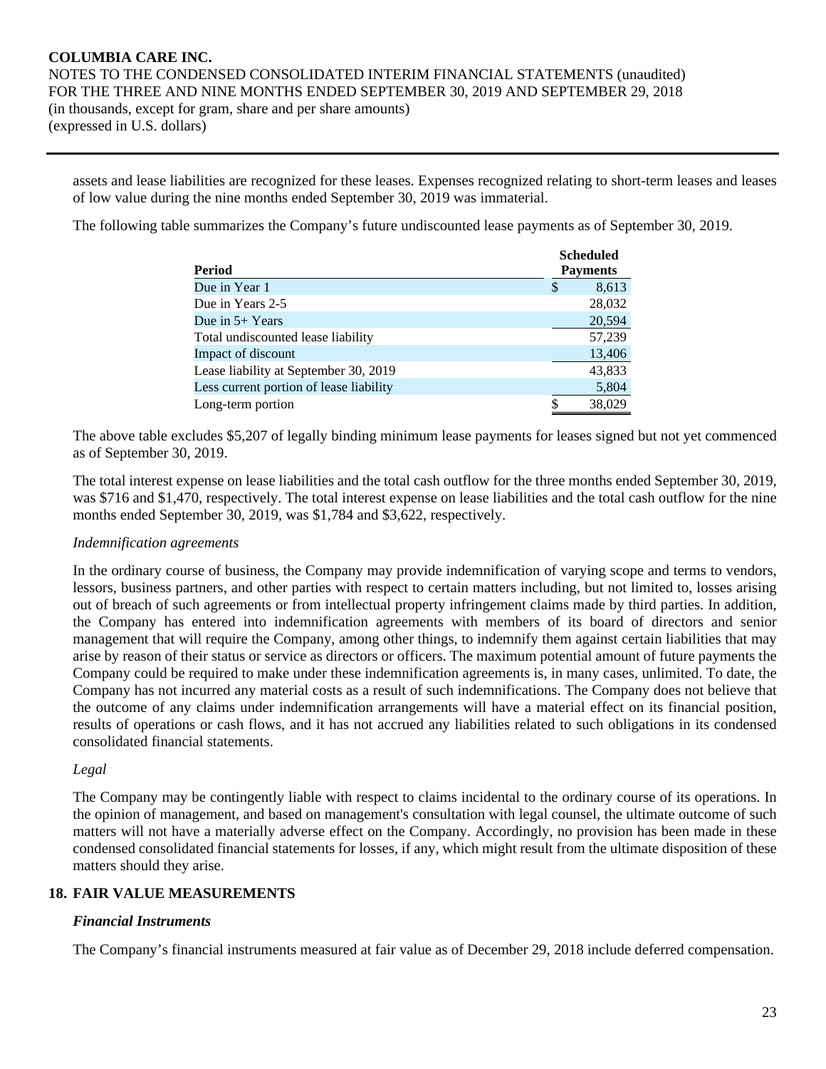assets and lease liabilities are recognized for these leases. Expenses recognized relating to short-term leases and leases of low value during the nine months ended September 30, 2019 was immaterial.

The following table summarizes the Company's future undiscounted lease payments as of September 30, 2019.

| Period | Scheduled Payments |
|---|---|
| Due in Year 1 | $ 8,613 |
| Due in Years 2-5 | 28,032 |
| Due in 5+ Years | 20,594 |
| Total undiscounted lease liability | 57,239 |
| Impact of discount | 13,406 |
| Lease liability at September 30, 2019 | 43,833 |
| Less current portion of lease liability | 5,804 |
| Long-term portion | $ 38,029 |

The above table excludes $5,207 of legally binding minimum lease payments for leases signed but not yet commenced as of September 30, 2019.

The total interest expense on lease liabilities and the total cash outflow for the three months ended September 30, 2019, was $716 and $1,470, respectively. The total interest expense on lease liabilities and the total cash outflow for the nine months ended September 30, 2019, was $1,784 and $3,622, respectively.

*Indemnification agreements*

In the ordinary course of business, the Company may provide indemnification of varying scope and terms to vendors, lessors, business partners, and other parties with respect to certain matters including, but not limited to, losses arising out of breach of such agreements or from intellectual property infringement claims made by third parties. In addition, the Company has entered into indemnification agreements with members of its board of directors and senior management that will require the Company, among other things, to indemnify them against certain liabilities that may arise by reason of their status or service as directors or officers. The maximum potential amount of future payments the Company could be required to make under these indemnification agreements is, in many cases, unlimited. To date, the Company has not incurred any material costs as a result of such indemnifications. The Company does not believe that the outcome of any claims under indemnification arrangements will have a material effect on its financial position, results of operations or cash flows, and it has not accrued any liabilities related to such obligations in its condensed consolidated financial statements.

*Legal*

The Company may be contingently liable with respect to claims incidental to the ordinary course of its operations. In the opinion of management, and based on management's consultation with legal counsel, the ultimate outcome of such matters will not have a materially adverse effect on the Company. Accordingly, no provision has been made in these condensed consolidated financial statements for losses, if any, which might result from the ultimate disposition of these matters should they arise.

## 18. FAIR VALUE MEASUREMENTS

***Financial Instruments***

The Company's financial instruments measured at fair value as of December 29, 2018 include deferred compensation.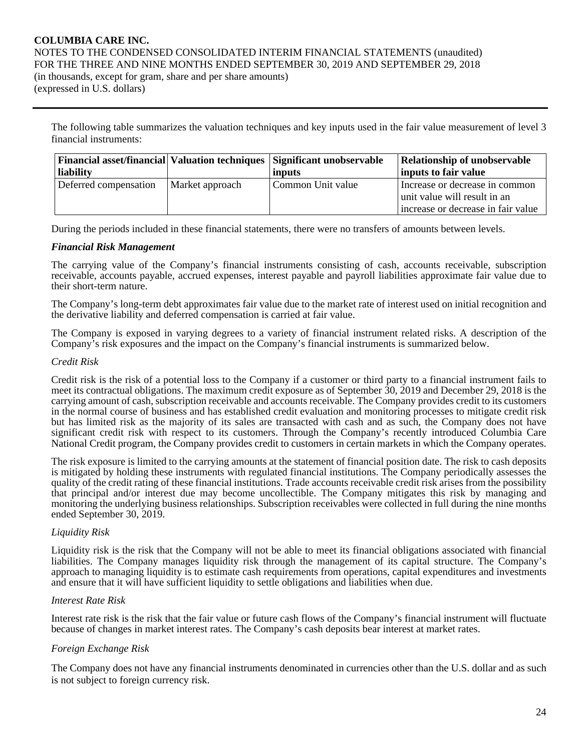The following table summarizes the valuation techniques and key inputs used in the fair value measurement of level 3 financial instruments:

| Financial asset/financial liability | Valuation techniques | Significant unobservable inputs | Relationship of unobservable inputs to fair value |
|---|---|---|---|
| Deferred compensation | Market approach | Common Unit value | Increase or decrease in common unit value will result in an increase or decrease in fair value |

During the periods included in these financial statements, there were no transfers of amounts between levels.

***Financial Risk Management***

The carrying value of the Company's financial instruments consisting of cash, accounts receivable, subscription receivable, accounts payable, accrued expenses, interest payable and payroll liabilities approximate fair value due to their short-term nature.

The Company's long-term debt approximates fair value due to the market rate of interest used on initial recognition and the derivative liability and deferred compensation is carried at fair value.

The Company is exposed in varying degrees to a variety of financial instrument related risks. A description of the Company's risk exposures and the impact on the Company's financial instruments is summarized below.

*Credit Risk*

Credit risk is the risk of a potential loss to the Company if a customer or third party to a financial instrument fails to meet its contractual obligations. The maximum credit exposure as of September 30, 2019 and December 29, 2018 is the carrying amount of cash, subscription receivable and accounts receivable. The Company provides credit to its customers in the normal course of business and has established credit evaluation and monitoring processes to mitigate credit risk but has limited risk as the majority of its sales are transacted with cash and as such, the Company does not have significant credit risk with respect to its customers. Through the Company's recently introduced Columbia Care National Credit program, the Company provides credit to customers in certain markets in which the Company operates.

The risk exposure is limited to the carrying amounts at the statement of financial position date. The risk to cash deposits is mitigated by holding these instruments with regulated financial institutions. The Company periodically assesses the quality of the credit rating of these financial institutions. Trade accounts receivable credit risk arises from the possibility that principal and/or interest due may become uncollectible. The Company mitigates this risk by managing and monitoring the underlying business relationships. Subscription receivables were collected in full during the nine months ended September 30, 2019.

*Liquidity Risk*

Liquidity risk is the risk that the Company will not be able to meet its financial obligations associated with financial liabilities. The Company manages liquidity risk through the management of its capital structure. The Company's approach to managing liquidity is to estimate cash requirements from operations, capital expenditures and investments and ensure that it will have sufficient liquidity to settle obligations and liabilities when due.

*Interest Rate Risk*

Interest rate risk is the risk that the fair value or future cash flows of the Company's financial instrument will fluctuate because of changes in market interest rates. The Company's cash deposits bear interest at market rates.

*Foreign Exchange Risk*

The Company does not have any financial instruments denominated in currencies other than the U.S. dollar and as such is not subject to foreign currency risk.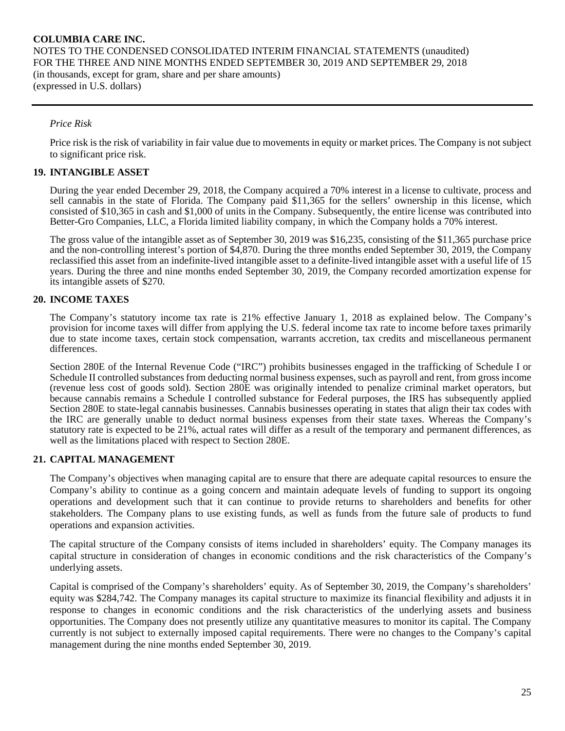*Price Risk*

Price risk is the risk of variability in fair value due to movements in equity or market prices. The Company is not subject to significant price risk.

## 19. INTANGIBLE ASSET

During the year ended December 29, 2018, the Company acquired a 70% interest in a license to cultivate, process and sell cannabis in the state of Florida. The Company paid $11,365 for the sellers' ownership in this license, which consisted of $10,365 in cash and $1,000 of units in the Company. Subsequently, the entire license was contributed into Better-Gro Companies, LLC, a Florida limited liability company, in which the Company holds a 70% interest.

The gross value of the intangible asset as of September 30, 2019 was $16,235, consisting of the $11,365 purchase price and the non-controlling interest's portion of $4,870. During the three months ended September 30, 2019, the Company reclassified this asset from an indefinite-lived intangible asset to a definite-lived intangible asset with a useful life of 15 years. During the three and nine months ended September 30, 2019, the Company recorded amortization expense for its intangible assets of $270.

## 20. INCOME TAXES

The Company's statutory income tax rate is 21% effective January 1, 2018 as explained below. The Company's provision for income taxes will differ from applying the U.S. federal income tax rate to income before taxes primarily due to state income taxes, certain stock compensation, warrants accretion, tax credits and miscellaneous permanent differences.

Section 280E of the Internal Revenue Code ("IRC") prohibits businesses engaged in the trafficking of Schedule I or Schedule II controlled substances from deducting normal business expenses, such as payroll and rent, from gross income (revenue less cost of goods sold). Section 280E was originally intended to penalize criminal market operators, but because cannabis remains a Schedule I controlled substance for Federal purposes, the IRS has subsequently applied Section 280E to state-legal cannabis businesses. Cannabis businesses operating in states that align their tax codes with the IRC are generally unable to deduct normal business expenses from their state taxes. Whereas the Company's statutory rate is expected to be 21%, actual rates will differ as a result of the temporary and permanent differences, as well as the limitations placed with respect to Section 280E.

## 21. CAPITAL MANAGEMENT

The Company's objectives when managing capital are to ensure that there are adequate capital resources to ensure the Company's ability to continue as a going concern and maintain adequate levels of funding to support its ongoing operations and development such that it can continue to provide returns to shareholders and benefits for other stakeholders. The Company plans to use existing funds, as well as funds from the future sale of products to fund operations and expansion activities.

The capital structure of the Company consists of items included in shareholders' equity. The Company manages its capital structure in consideration of changes in economic conditions and the risk characteristics of the Company's underlying assets.

Capital is comprised of the Company's shareholders' equity. As of September 30, 2019, the Company's shareholders' equity was $284,742. The Company manages its capital structure to maximize its financial flexibility and adjusts it in response to changes in economic conditions and the risk characteristics of the underlying assets and business opportunities. The Company does not presently utilize any quantitative measures to monitor its capital. The Company currently is not subject to externally imposed capital requirements. There were no changes to the Company's capital management during the nine months ended September 30, 2019.